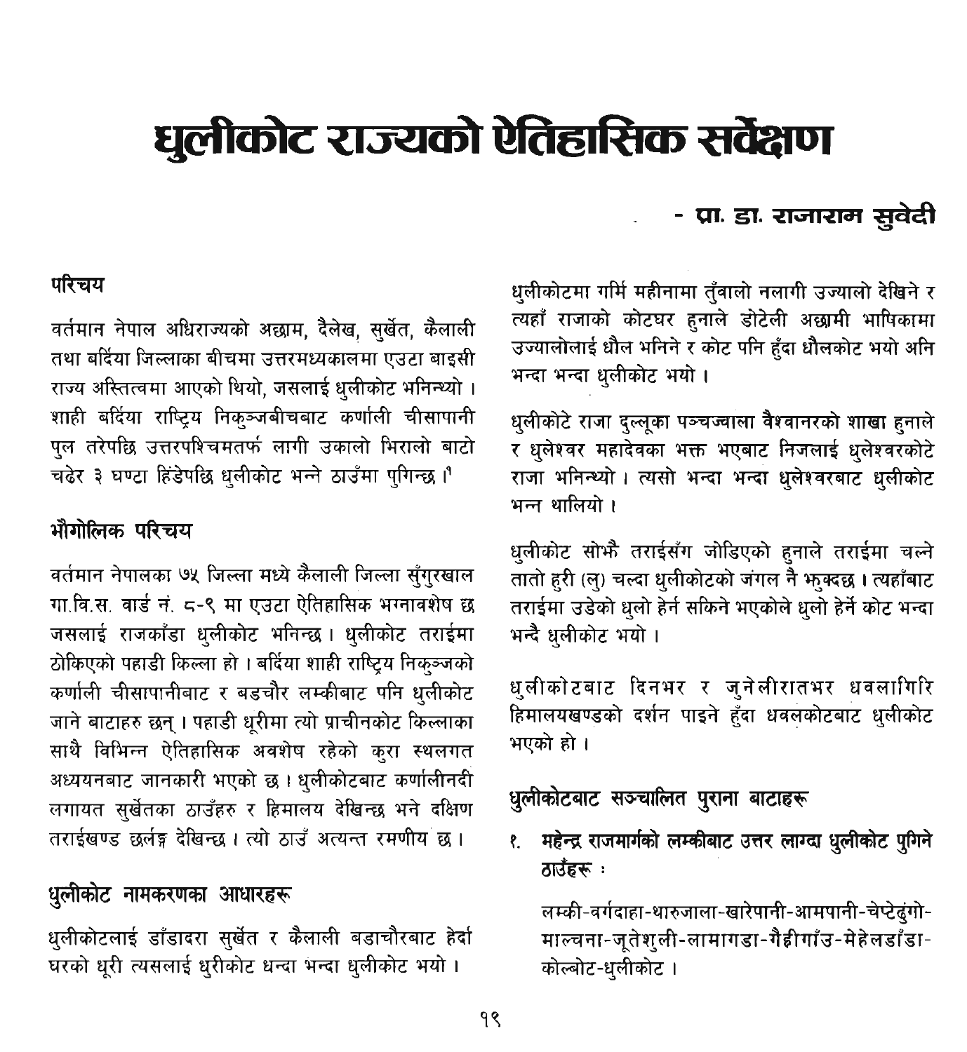# धुलीकोट राज्यको ऐतिहासिक सर्वेक्षण

**- प्रा. डा. राजाराम सुवेदी**

## परिचय

वर्तमान नेपाल अधिराज्यको अछाम, दैलेख, सुर्खेत, कैलाली तथा बर्दिया जिल्लाका बीचमा उत्तरमध्यकालमा एउटा बाइसी राज्य अस्तित्वमा आएको थियो, जसलाई धुलीकोट भनिन्थ्यो । शाही बर्दिया राष्ट्रिय निकुन्जबीचबाट कर्णाली चीसापानी पुल तरेपछि उत्तरपश्चिमतर्फ लागी उकालो भिरालो बाटो चढेर ३ घण्टा हिंडेपछि धुलीकोट भन्ने ठाउँमा पुगिन्छ ।[1]

## भौगोलिक परिचय

वर्तमान नेपालका ७५ जिल्ला मध्ये कैलाली जिल्ला सुँगुरखाल गा.वि.स. वार्ड नं. ८-९ मा एउटा ऐतिहासिक भग्नावशेष छ जसलाई राजकाँडा धुलीकोट भनिन्छ । धुलीकोट तराईमा ठोकिएको पहाडी किल्ला हो । बर्दिया शाही राष्ट्रिय निकुन्जको कर्णाली चीसापानीबाट र बडचौर लम्कीबाट पनि धुलीकोट जाने बाटाहरु छन् । पहाडी धूरीमा त्यो प्राचीनकोट किल्लाका साथै विभिन्न ऐतिहासिक अवशेष रहेको कुरा स्थलगत अध्ययनबाट जानकारी भएको छ । धुलीकोटबाट कर्णालीनदी लगायत सुर्खेतका ठाउँहरु र हिमालय देखिन्छ भने दक्षिण तराईखण्ड छर्लङ्ग देखिन्छ । त्यो ठाउँ अत्यन्त रमणीय छ ।

## धुलीकोट नामकरणका आधारहरू

धुलीकोटलाई डाँडादरा सुर्खेत र कैलाली बडाचौरबाट हेर्दा घरको धूरी त्यसलाई धुरीकोट धन्दा भन्दा धुलीकोट भयो ।

धुलीकोटमा गर्मि महीनामा तुँवालो नलागी उज्यालो देखिने र त्यहाँ राजाको कोटघर हुनाले डोटेली अछामी भाषिकामा उज्यालोलाई धौल भनिने र कोट पनि हुँदा धौलकोट भयो अनि भन्दा भन्दा धुलीकोट भयो ।

धुलीकोटे राजा दुल्लूका पञ्चज्वाला वैश्वानरको शाखा हुनाले र धुलेश्वर महादेवका भक्त भएबाट निजलाई धुलेश्वरकोटे राजा भनिन्थ्यो । त्यसो भन्दा भन्दा धुलेश्वरबाट धुलीकोट भन्न थालियो ।

धुलीकोट सोझै तराईसँग जोडिएको हुनाले तराईमा चल्ने तातो हुरी (लु) चल्दा धुलीकोटको जंगल नै झुक्दछ । त्यहाँबाट तराईमा उडेको धुलो हेर्न सकिने भएकोले धुलो हेर्ने कोट भन्दा भन्दै धुलीकोट भयो ।

धुलीकोटबाट दिनभर र जुनेलीरातभर धवलागिरि हिमालयखण्डको दर्शन पाइने हुँदा धवलकोटबाट धुलीकोट भएको हो ।

## धुलीकोटबाट सञ्चालित पुराना बाटाहरू

१. **महेन्द्र राजमार्गको लम्कीबाट उत्तर लाग्दा धुलीकोट पुगिने ठाउँहरू :**

   लम्की-वर्गदाहा-थारुजाला-खारेपानी-आमपानी-चेप्टेढुंगो-माल्चना-जूतेशुली-लामागडा-गैह्रीगाँउ-मेहेलडाँडा-कोल्बोट-धुलीकोट ।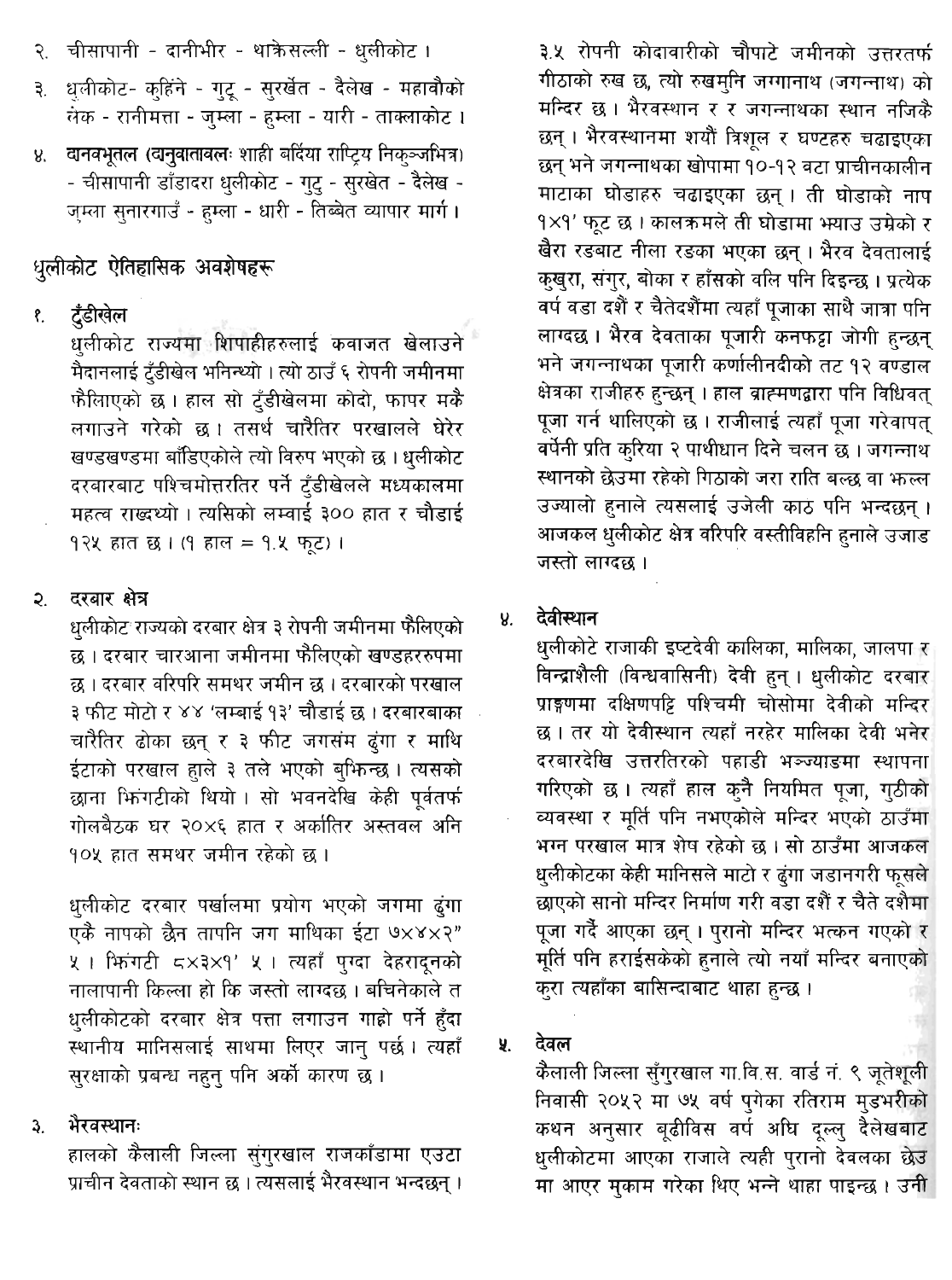२. चीसापानी - दानीभीर - थाक्रेसल्ली - धुलीकोट ।

३. धुलीकोट- कुहिंने - गुटू - सुरखेत - दैलेख - महावौको लेक - रानीमत्ता - जुम्ला - हुम्ला - यारी - ताक्लाकोट ।

४. **दानवभूतल (दानुवातावलः शाही बर्दिया राष्ट्रिय निकुञ्जभित्र)** - चीसापानी डाँडादरा धुलीकोट - गुटु - सुरखेत - दैलेख - जुम्ला सुनारगाउँ - हुम्ला - धारी - तिब्बेत व्यापार मार्ग ।

## धुलीकोट ऐतिहासिक अवशेषहरू

### १. टुँडीखेल

धुलीकोट राज्यमा शिपाहीहरुलाई कवाजत खेलाउने मैदानलाई टुँडीखेल भनिन्थ्यो । त्यो ठाउँ ६ रोपनी जमीनमा फैलिएको छ । हाल सो टुँडीखेलमा कोदो, फापर मकै लगाउने गरेको छ । तसर्थ चारैतिर परखालले घेरेर खण्डखण्डमा बाँडिएकोले त्यो विरुप भएको छ । धुलीकोट दरबारबाट पश्चिमोत्तरतिर पर्ने टुँडीखेलले मध्यकालमा महत्व राख्दथ्यो । त्यसिको लम्बाई ३०० हात र चौडाई १२५ हात छ । (१ हाल = १.५ फूट) ।

### २. दरबार क्षेत्र

धुलीकोट राज्यको दरबार क्षेत्र ३ रोपनी जमीनमा फैलिएको छ । दरबार चारआना जमीनमा फैलिएको खण्डहररुपमा छ । दरबार वरिपरि समथर जमीन छ । दरबारको परखाल ३ फीट मोटो र ४४ 'लम्बाई १३' चौडाई छ । दरबारबाका चारैतिर ढोका छन् र ३ फीट जगसंम ढुंगा र माथि ईटाको परखाल हाले ३ तले भएको बुझिन्छ । त्यसको छाना झिंगटीको थियो । सो भवनदेखि केही पूर्वतर्फ गोलबैठक घर २०×६ हात र अर्कातिर अस्तवल अनि १०५ हात समथर जमीन रहेको छ ।

धुलीकोट दरबार पर्खालमा प्रयोग भएको जगमा ढुंगा एकै नापको छैन तापनि जग माथिका ईटा ७×४×२" ५ । झिंगटी ८×३×१' ५ । त्यहाँ पुग्दा देहरादूनको नालापानी किल्ला हो कि जस्तो लाग्दछ । बचिनेकाले त धुलीकोटको दरबार क्षेत्र पत्ता लगाउन गाह्रो पर्ने हुँदा स्थानीय मानिसलाई साथमा लिएर जानु पर्छ । त्यहाँ सुरक्षाको प्रबन्ध नहुनु पनि अर्को कारण छ ।

### ३. भैरवस्थानः

हालको कैलाली जिल्ला संगुरखाल राजकाँडामा एउटा प्राचीन देवताको स्थान छ । त्यसलाई भैरवस्थान भन्दछन् । ३.५ रोपनी कोदावारीको चौपाटे जमीनको उत्तरतर्फ गीठाको रुख छ, त्यो रुखमुनि जगगानाथ (जगन्नाथ) को मन्दिर छ । भैरवस्थान र र जगन्नाथका स्थान नजिकै छन् । भैरवस्थानमा शयौं त्रिशूल र घण्टहरु चढाइएका छन् भने जगन्नाथका खोपामा १०-१२ वटा प्राचीनकालीन माटाका घोडाहरु चढाइएका छन् । ती घोडाको नाप १×१' फूट छ । कालक्रमले ती घोडामा भ्याउ उम्रेको र खैरा रङबाट नीला रङका भएका छन् । भैरव देवतालाई कुखुरा, संगुर, बोका र हाँसको वलि पनि दिइन्छ । प्रत्येक वर्ष वडा दशैं र चैतेदशैंमा त्यहाँ पूजाका साथै जात्रा पनि लाग्दछ । भैरव देवताका पूजारी कनफट्टा जोगी हुन्छन् भने जगन्नाथका पूजारी कर्णालीनदीको तट १२ वण्डाल क्षेत्रका राजीहरु हुन्छन् । हाल ब्राह्मणद्वारा पनि विधिवत् पूजा गर्न थालिएको छ । राजीलाई त्यहाँ पूजा गरेवापत् वर्षेनी प्रति कुरिया २ पाथीधान दिने चलन छ । जगन्नाथ स्थानको छेउमा रहेको गिठाको जरा राति बल्छ वा झल्ल उज्यालो हुनाले त्यसलाई उजेली काठ पनि भन्दछन् । आजकल धुलीकोट क्षेत्र वरिपरि वस्तीविहिन हुनाले उजाड जस्तो लाग्दछ ।

### ४. देवीस्थान

धुलीकोटे राजाकी इष्टदेवी कालिका, मालिका, जालपा र विन्द्राशैली (विन्ध्यवासिनी) देवी हुन् । धुलीकोट दरबार प्राङ्गणमा दक्षिणपट्टि पश्चिमी चोसोमा देवीको मन्दिर छ । तर यो देवीस्थान त्यहाँ नरहेर मालिका देवी भनेर दरबारदेखि उत्तरतिरको पहाडी भञ्ज्याङमा स्थापना गरिएको छ । त्यहाँ हाल कुनै नियमित पूजा, गुठीको व्यवस्था र मूर्ति पनि नभएकोले मन्दिर भएको ठाउँमा भग्न परखाल मात्र शेष रहेको छ । सो ठाउँमा आजकल धुलीकोटका केही मानिसले माटो र ढुंगा जडानगरी फूसले छाएको सानो मन्दिर निर्माण गरी वडा दशैं र चैते दशैमा पूजा गर्दै आएका छन् । पुरानो मन्दिर भत्कन गएको र मूर्ति पनि हराईसकेको हुनाले त्यो नयाँ मन्दिर बनाएको कुरा त्यहाँका बासिन्दाबाट थाहा हुन्छ ।

### ५. देवल

कैलाली जिल्ला सुँगुरखाल गा.वि.स. वार्ड नं. ९ जूतेशूली निवासी २०५२ मा ७५ वर्ष पुगेका रतिराम मुडभरीको कथन अनुसार बूढीविस वर्ष अघि दूल्लु दैलेखबाट धुलीकोटमा आएका राजाले त्यही पुरानो देवलका छेउ मा आएर मुकाम गरेका थिए भन्ने थाहा पाइन्छ । उनी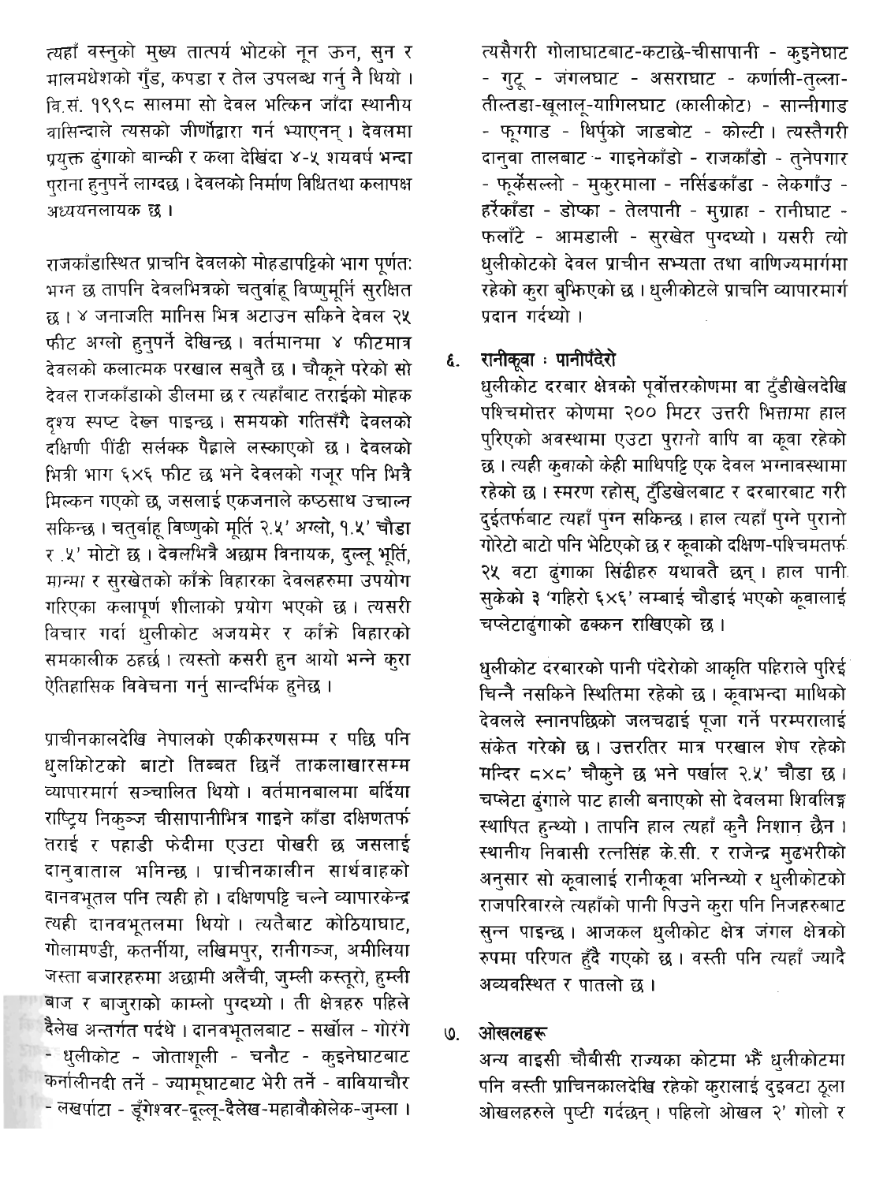त्यहाँ वस्तुको मुख्य तात्पर्य भोटको नून ऊन, सुन र मालमधेशको गुँड, कपडा र तेल उपलब्ध गर्नु नै थियो । वि.सं. १९९८ सालमा सो देवल भत्किन जाँदा स्थानीय वासिन्दाले त्यसको जीर्णोद्धार गर्न भ्याएनन् । देवलमा प्रयुक्त ढुंगाको बान्की र कला देखिंदा ४-५ शयवर्ष भन्दा पुराना हुनुपर्ने लाग्दछ । देवलको निर्माण विधितथा कलापक्ष अध्ययनलायक छ ।

राजकाँडास्थित प्राचनि देवलको मोहडापट्टिको भाग पूर्णतः भग्न छ तापनि देवलभित्रको चतुर्वाहू विष्णुमूर्नि सुरक्षित छ । ४ जनाजति मानिस भित्र अटाउन सकिने देवल २५ फीट अग्लो हुनुपर्ने देखिन्छ । वर्तमानमा ४ फीटमात्र देवलको कलात्मक परखाल सबुतै छ । चौकूने परेको सो देवल राजकाँडाको डीलमा छ र त्यहाँबाट तराईको मोहक दृश्य स्पष्ट देख्न पाइन्छ । समयको गतिसँगै देवलको दक्षिणी पीँढी सर्लक्क पैह्राले लस्काएको छ । देवलको भित्री भाग ६×६ फीट छ भने देवलको गजूर पनि भित्रै मिल्कन गएको छ, जसलाई एकजनाले कष्ठसाथ उचाल्न सकिन्छ । चतुर्वाहू विष्णुको मूर्ति २.५' अग्लो, १.५' चौडा र .५' मोटो छ । देवलभित्रै अछाम विनायक, दुल्लू भूर्ति, मान्मा र सुरखेतको काँक्रे विहारका देवलहरुमा उपयोग गरिएका कलापूर्ण शीलाको प्रयोग भएको छ । त्यसरी विचार गर्दा धुलीकोट अजयमेर र काँक्रे विहारको समकालीक ठहर्छ । त्यस्तो कसरी हुन आयो भन्ने कुरा ऐतिहासिक विवेचना गर्नु सान्दर्भिक हुनेछ ।

प्राचीनकालदेखि नेपालको एकीकरणसम्म र पछि पनि धुलकिोटको बाटो तिब्बत छिर्ने ताकलाखारसम्म व्यापारमार्ग सञ्चालित थियो । वर्तमानबालमा बर्दिया राष्ट्रिय निकुञ्ज चीसापानीभित्र गाइने काँडा दक्षिणतर्फ तराई र पहाडी फेदीमा एउटा पोखरी छ जसलाई दानुवाताल भनिन्छ । प्राचीनकालीन सार्थवाहको दानवभूतल पनि त्यही हो । दक्षिणपट्टि चल्ने व्यापारकेन्द्र त्यही दानवभूतलमा थियो । त्यतैबाट कोठियाघाट, गोलामण्डी, कतर्नीया, लखिमपुर, रानीगञ्ज, अमीलिया जस्ता बजारहरुमा अछामी अलैंची, जुम्ली कस्तूरो, हुम्ली बाज र बाजुराको काम्लो पुग्दथ्यो । ती क्षेत्रहरु पहिले दैलेख अन्तर्गत पर्दथे । दानवभूतलबाट - सर्खोल - गोरंगे - धुलीकोट - जोताशूली - चनौट - कुइनेघाटबाट कर्नालीनदी तर्ने - ज्यामूघाटबाट भेरी तर्ने - वावियाचौर - लखर्पाटा - डूँगेश्वर-दूल्लू-दैलेख-महावौकोलेक-जुम्ला । त्यसैगरी गोलाघाटबाट-कटाछे-चीसापानी - कुइनेघाट - गुटू - जंगलघाट - असराघाट - कर्णाली-तुल्ला-तील्तडा-खूलालू-यागिलघाट (कालीकोट) - सान्नीगाड - फूग्गाड - थिर्पुको जाडबोट - कोल्टी । त्यस्तैगरी दानुवा तालबाट - गाइनेकाँडो - राजकाँडो - तुनेपगार - फूर्केसल्लो - मुकुरमाला - नर्सिडकाँडा - लेकगाँउ - हर्रेकाँडा - डोप्का - तेलपानी - मुग्राहा - रानीघाट - फलाँटे - आमडाली - सुरखेत पुग्दथ्यो । यसरी त्यो धुलीकोटको देवल प्राचीन सभ्यता तथा वाणिज्यमार्गमा रहेको कुरा बुझिएको छ । धुलीकोटले प्राचनि व्यापारमार्ग प्रदान गर्दथ्यो ।

## ६. रानीकूवा : पानीपँदेरो

धुलीकोट दरबार क्षेत्रको पूर्वोत्तरकोणमा वा टुँडीखेलदेखि पश्चिमोत्तर कोणमा २०० मिटर उत्तरी भित्तामा हाल पुरिएको अवस्थामा एउटा पुरानो वापि वा कूवा रहेको छ । त्यही कुवाको केही माथिपट्टि एक देवल भग्नावस्थामा रहेको छ । स्मरण रहोस्, टुँडिखेलबाट र दरबारबाट गरी दुईतर्फबाट त्यहाँ पुग्न सकिन्छ । हाल त्यहाँ पुग्ने पुरानो गोरेटो बाटो पनि भेटिएको छ र कूवाको दक्षिण-पश्चिमतर्फ २५ वटा ढुंगाका सिंढीहरु यथावतै छन् । हाल पानी सुकेको ३ 'गहिरो ६×६' लम्बाई चौडाई भएको कूवालाई चप्लेटाढुंगाको ढक्कन राखिएको छ ।

धुलीकोट दरबारको पानी पंदेरोको आकृति पहिराले पुरिई चिन्नै नसकिने स्थितिमा रहेको छ । कूवाभन्दा माथिको देवलले स्नानपछिको जलचढाई पूजा गर्ने परम्परालाई संकेत गरेको छ । उत्तरतिर मात्र परखाल शेष रहेको मन्दिर ८×८' चौकुने छ भने पर्खाल २.५' चौडा छ । चप्लेटा ढुंगाले पाट हाली बनाएको सो देवलमा शिवलिङ्ग स्थापित हुन्थ्यो । तापनि हाल त्यहाँ कुनै निशान छैन । स्थानीय निवासी रत्नसिंह के.सी. र राजेन्द्र मुढभरीको अनुसार सो कूवालाई रानीकूवा भनिन्थ्यो र धुलीकोटको राजपरिवारले त्यहाँको पानी पिउने कुरा पनि निजहरुबाट सुन्न पाइन्छ । आजकल धुलीकोट क्षेत्र जंगल क्षेत्रको रुपमा परिणत हुँदै गएको छ । वस्ती पनि त्यहाँ ज्यादै अव्यवस्थित र पातलो छ ।

## ७. ओखलहरू

अन्य वाइसी चौबीसी राज्यका कोटमा झैं धुलीकोटमा पनि वस्ती प्राचिनकालदेखि रहेको कुरालाई दुइवटा ठूला ओखलहरुले पुष्टी गर्दछन् । पहिलो ओखल २' गोलो र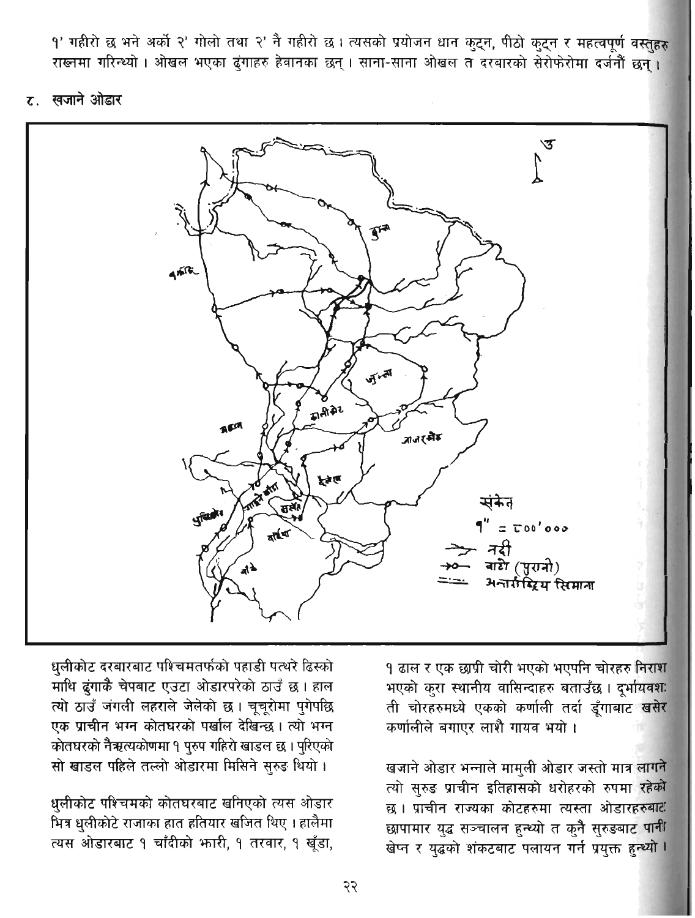१' गहीरो छ भने अर्को २' गोलो तथा २' नै गहीरो छ। त्यसको प्रयोजन धान कुट्न, पीठो कुट्न र महत्वपूर्ण वस्तुहरु राख्नमा गरिन्थ्यो। ओखल भएका ढुंगाहरु हेवानका छन्। साना-साना ओखल त दरबारको सेरोफेरोमा दर्जनौं छन्।

## ८. खजाने ओडार

संकेत

१" = ८००'०००

नदी

बाटो (पुरानो)

अन्तर्राष्ट्रिय सिमाना

धुलीकोट दरबारबाट पश्चिमतर्फको पहाडी पत्थरे ढिस्को माथि ढुंगाकै चेपबाट एउटा ओडारपरेको ठाउँ छ। हाल त्यो ठाउँ जंगली लहराले जेलेको छ। चूचूरोमा पुगेपछि एक प्राचीन भग्न कोतघरको पर्खाल देखिन्छ। त्यो भग्न कोतघरको नैऋत्यकोणमा १ पुरुष गहिरो खाडल छ। पुरिएको सो खाडल पहिले तल्लो ओडारमा मिसिने सुरुङ थियो।

धुलीकोट पश्चिमको कोतघरबाट खनिएको त्यस ओडार भित्र धुलीकोटे राजाका हात हतियार खजित थिए। हालैमा त्यस ओडारबाट १ चाँदीको झारी, १ तरवार, १ खुँडा, १ ढाल र एक छाप्री चोरी भएको भएपनि चोरहरु निराश भएको कुरा स्थानीय वासिन्दाहरु बताउँछ। दूर्भाग्यवश: ती चोरहरुमध्ये एकको कर्णाली तर्दा डुँगाबाट खसेर कर्णालीले बगाएर लाशै गायव भयो।

खजाने ओडार भन्नाले मामुली ओडार जस्तो मात्र लागने त्यो सुरुङ प्राचीन इतिहासको धरोहरको रुपमा रहेको छ। प्राचीन राज्यका कोटहरुमा त्यस्ता ओडारहरुबाट छापामार युद्ध सञ्चालन हुन्थ्यो त कुनै सुरुङबाट पानी खेप्न र युद्धको शंकटबाट पलायन गर्न प्रयुक्त हुन्थ्यो।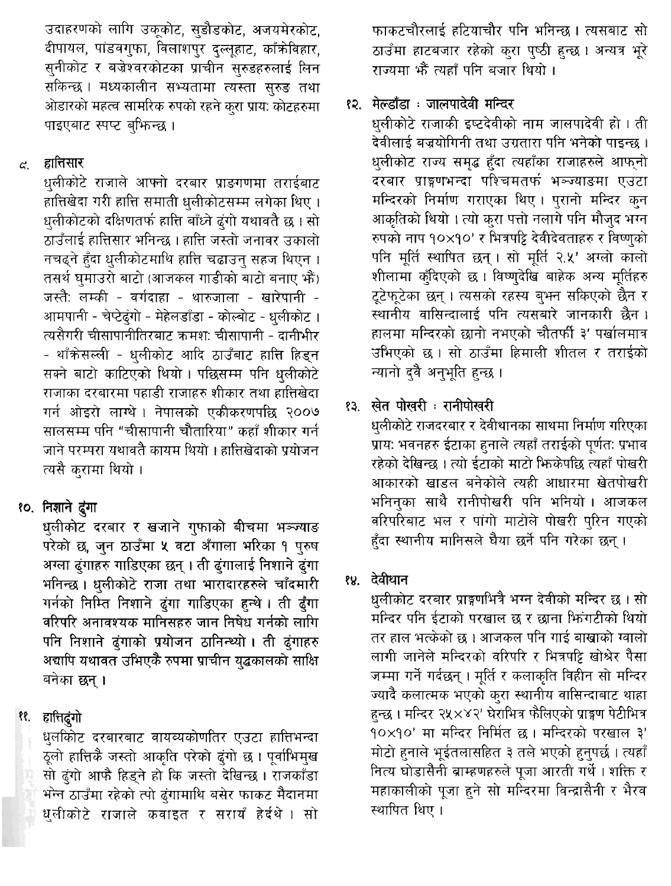उदाहरणको लागि उकूकोट, सुडौडकोट, अजयमेरकोट, दीपायल, पांडवगुफा, विलाशपुर दुल्लूहाट, काँक्रेविहार, सुनीकोट र बज्रेश्वरकोटका प्राचीन सुरुङहरुलाई लिन सकिन्छ। मध्यकालीन सभ्यतामा त्यस्ता सुरुङ तथा ओडारको महत्व सामरिक रुपको रहने कुरा प्राय: कोटहरुमा पाइएबाट स्पष्ट बुझिन्छ।

## ९. हात्तिसार

धुलीकोटे राजाले आफ्नो दरबार प्राङगणमा तराईबाट हात्तिखेदा गरी हात्ति समाती धुलीकोटसम्म लगेका थिए। धुलीकोटको दक्षिणतर्फ हात्ति बाँध्ने ढुंगो यथावतै छ। सो ठाउँलाई हात्तिसार भनिन्छ। हात्ति जस्तो जनावर उकालो नचढ्ने हुँदा धुलीकोटमाथि हात्ति चढाउनु सहज थिएन। तसर्थ घुमाउरो बाटो (आजकल गाडीको बाटो बनाए झैं) जस्तैः लम्की - बर्गदाहा - थारुजाला - खारेपानी - आमपानी - चेप्टेढुंगो - मेहेलडाँडा - कोल्बोट - धुलीकोट। त्यसैगरी चीसापानीतिरबाट क्रमश: चीसापानी - दानीभीर - थाँकेसल्ली - धुलीकोट आदि ठाउँबाट हात्ति हिड्न सक्ने बाटो काटिएको थियो। पछिसम्म पनि धुलीकोटे राजाका दरबारमा पहाडी राजाहरु शीकार तथा हात्तिखेदा गर्न ओइरो लाग्थे। नेपालको एकीकरणपछि २००७ सालसम्म पनि "चीसापानी चौतारिया" कहाँ शीकार गर्न जाने परम्परा यथावतै कायम थियो। हात्तिखेदाको प्रयोजन त्यसै कुरामा थियो।

## १०. निशाने ढुंगा

धुलीकोट दरबार र खजाने गुफाको बीचमा भञ्ज्याङ परेको छ, जुन ठाउँमा ५ वटा अँगाला भरिका १ पुरुष अग्ला ढुंगाहरु गाडिएका छन्। ती ढुंगालाई निशाने ढुंगा भनिन्छ। धुलीकोटे राजा तथा भारादारहरुले चाँदमारी गर्नको निम्ति निशाने ढुंगा गाडिएका हुन्थे। ती ढुँगा वरिपरि अनावश्यक मानिसहरु जान निषेध गर्नको लागि पनि निशाने ढुंगाको प्रयोजन ठानिन्थ्यो। ती ढुंगाहरु अद्यापि यथावत उभिएकै रुपमा प्राचीन युद्धकालको साक्षि बनेका छन्।

## ११. हात्तिढुंगो

धुलकिोट दरबारबाट वायव्यकोणतिर एउटा हात्तिभन्दा ठूलो हात्तिकै जस्तो आकृति परेको ढुंगो छ। पूर्वाभिमुख सो ढुंगो आफै हिड्ने हो कि जस्तो देखिन्छ। राजकाँडा भन्ने ठाउँमा रहेको त्यो ढुंगामाथि बसेर फाकट मैदानमा धुलीकोटे राजाले कवाइत र सरायँ हेर्दथे। सो फाकटचौरलाई हटियाचौर पनि भनिन्छ। त्यसबाट सो ठाउँमा हाटबजार रहेको कुरा पुष्ठी हुन्छ। अन्यत्र भूरे राज्यमा झैं त्यहाँ पनि बजार थियो।

## १२. मेल्डाँडा : जालपादेवी मन्दिर

धुलीकोटे राजाकी इष्टदेवीको नाम जालपादेवी हो। ती देवीलाई बज्रयोगिनी तथा उग्रतारा पनि भनेको पाइन्छ। धुलीकोट राज्य समृद्ध हुँदा त्यहाँका राजाहरुले आफ्नो दरबार प्राङ्गणभन्दा पश्चिमतर्फ भञ्ज्याङमा एउटा मन्दिरको निर्माण गराएका थिए। पुरानो मन्दिर कुन आकृतिको थियो। त्यो कुरा पत्तो नलागे पनि मौजुद भग्न रुपको नाप १०x१०' र भित्रपट्टि देवीदेवताहरु र विष्णुको पनि मूर्ति स्थापित छन्। सो मूर्ति २.५' अग्लो कालो शीलामा कुँदिएको छ। विष्णुदेखि बाहेक अन्य मूर्तिहरु टूटेफूटेका छन्। त्यसको रहस्य बुझ्न सकिएको छैन र स्थानीय वासिन्दालाई पनि त्यसबारे जानकारी छैन। हालमा मन्दिरको छानो नभएको चौतर्फी ३' पर्खालमात्र उभिएको छ। सो ठाउँमा हिमाली शीतल र तराईको न्यानो दुवै अनुभूति हुन्छ।

## १३. खेत पोखरी : रानीपोखरी

धुलीकोटे राजदरबार र देवीथानका साथमा निर्माण गरिएका प्राय: भवनहरु ईटाका हुनाले त्यहाँ तराईको पूर्णत: प्रभाव रहेको देखिन्छ। त्यो ईटाको माटो झिकेपछि त्यहाँ पोखरी आकारको खाडल बनेकोले त्यही आधारमा खेतपोखरी भनिनुका साथै रानीपोखरी पनि भनियो। आजकल वरिपरिबाट भल र पांगो माटोले पोखरी पुरिन गएको हुँदा स्थानीय मानिसले घैया छर्ने पनि गरेका छन्।

## १४. देवीथान

धुलीकोट दरबार प्राङ्गणभित्रै भग्न देवीको मन्दिर छ। सो मन्दिर पनि ईटाको परखाल छ र छाना झिंगटीको थियो तर हाल भत्केको छ। आजकल पनि गाई बाखाको ग्वालो लागी जानेले मन्दिरको वरिपरि र भित्रपट्टि खोश्रेर पैसा जम्मा गर्ने गर्दछन्। मूर्ति र कलाकृति विहीन सो मन्दिर ज्यादै कलात्मक भएको कुरा स्थानीय वासिन्दाबाट थाहा हुन्छ। मन्दिर २५x४२' घेराभित्र फैलिएको प्राङ्गण पेटीभित्र १०x१०' मा मन्दिर निर्मित छ। मन्दिरको परखाल ३' मोटो हुनाले भूईतलासहित ३ तले भएको हुनुपर्छ। त्यहाँ नित्य घोडासैनी ब्राम्हणहरुले पूजा आरती गर्थे। शक्ति र महाकालीको पूजा हुने सो मन्दिरमा विन्द्रासैनी र भैरव स्थापित थिए।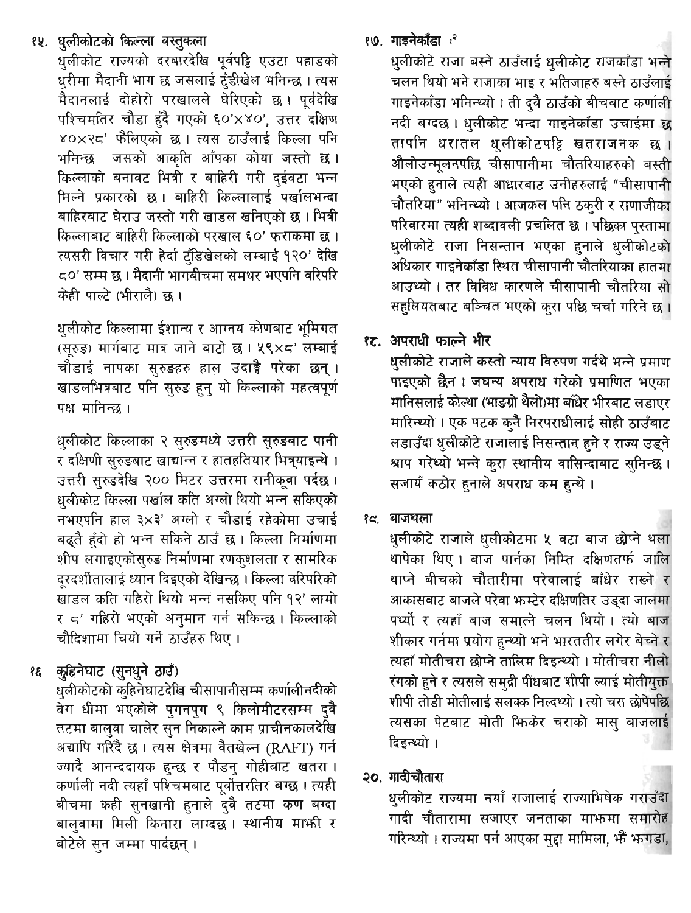### १५. धुलीकोटको किल्ला वस्तुकला

धुलीकोट राज्यको दरबारदेखि पूर्वपट्टि एउटा पहाडको धुरीमा मैदानी भाग छ जसलाई टुँडीखेल भनिन्छ। त्यस मैदानलाई दोहोरो परखालले घेरिएको छ। पूर्वदेखि पश्चिमतिर चौडा हुँदै गएको ६०'×४०', उत्तर दक्षिण ४०×२८' फैलिएको छ। त्यस ठाउँलाई किल्ला पनि भनिन्छ जसको आकृति आँपका कोया जस्तो छ। किल्लाको बनावट भित्री र बाहिरी गरी दुईवटा भन्न मिल्ने प्रकारको छ। बाहिरी किल्लालाई पर्खालभन्दा बाहिरबाट घेराउ जस्तो गरी खाडल खनिएको छ। भित्री किल्लाबाट बाहिरी किल्लाको परखाल ६०' फराकमा छ। त्यसरी विचार गरी हेर्दा टुँडिखेलको लम्बाई १२०' देखि ८०' सम्म छ। मैदानी भागबीचमा समथर भएपनि वरिपरि केही पाल्टे (भीरालै) छ।

धुलीकोट किल्लामा ईशान्य र आग्नय कोणबाट भूमिगत (सूरुङ) मार्गबाट मात्र जाने बाटो छ। ५९×८' लम्बाई चौडाई नापका सुरुङहरु हाल उदाङ्गै परेका छन्। खाडलभित्रबाट पनि सुरुङ हुनु यो किल्लाको महत्वपूर्ण पक्ष मानिन्छ।

धुलीकोट किल्लाका २ सुरुङमध्ये उत्तरी सुरुङबाट पानी र दक्षिणी सुरुङबाट खाद्यान्न र हातहतियार भित्र्याइन्थे। उत्तरी सुरुङदेखि २०० मिटर उत्तरमा रानीकूवा पर्दछ। धुलीकोट किल्ला पर्खाल कति अग्लो थियो भन्न सकिएको नभएपनि हाल ३×३' अग्लो र चौडाई रहेकोमा उचाई बढ्तै हुँदो हो भन्न सकिने ठाउँ छ। किल्ला निर्माणमा शीप लगाइएकोसुरुङ निर्माणमा रणकुशलता र सामरिक दूरदर्शीतालाई ध्यान दिइएको देखिन्छ। किल्ला वरिपरिको खाडल कति गहिरो थियो भन्न नसकिए पनि १२' लामो र ८' गहिरो भएको अनुमान गर्न सकिन्छ। किल्लाको चौदिशामा चियो गर्ने ठाउँहरु थिए।

### १६ कुहिनेघाट (सुनधुने ठाउँ)

धुलीकोटको कुहिनेघाटदेखि चीसापानीसम्म कर्णालीनदीको वेग धीमा भएकोले पुगनपुग ९ किलोमीटरसम्म दुवै तटमा बालुवा चालेर सुन निकाल्ने काम प्राचीनकालदेखि अद्यापि गरिँदै छ। त्यस क्षेत्रमा वैतखेल्न (RAFT) गर्न ज्यादै आनन्ददायक हुन्छ र पौडनु गोहीबाट खतरा। कर्णाली नदी त्यहाँ पश्चिमबाट पूर्वोत्तरतिर बग्छ। त्यही बीचमा कही सुनखानी हुनाले दुवै तटमा कण बग्दा बालुवामा मिली किनारा लाग्दछ। स्थानीय माझी र बोटेले सुन जम्मा पार्दछन्।

### १७. गाइनेकाँडा :[२]

धुलीकोटे राजा बस्ने ठाउँलाई धुलीकोट राजकाँडा भन्ने चलन थियो भने राजाका भाइ र भतिजाहरु बस्ने ठाउँलाई गाइनेकाँडा भनिन्थ्यो। ती दुवै ठाउँको बीचबाट कर्णाली नदी बग्दछ। धुलीकोट भन्दा गाइनेकाँडा उचाईमा छ तापनि धरातल धुलीकोटपट्टि खतराजनक छ। औलोउन्मूलनपछि चीसापानीमा चौतरियाहरुको बस्ती भएको हुनाले त्यही आधारबाट उनीहरुलाई "चीसापानी चौतरिया" भनिन्थ्यो। आजकल पनि ठकुरी र राणाजीका परिवारमा त्यही शब्दावली प्रचलित छ। पछिका पुस्तामा धुलीकोटे राजा निसन्तान भएका हुनाले धुलीकोटको अधिकार गाइनेकाँडा स्थित चीसापानी चौतरियाका हातमा आउथ्यो। तर विविध कारणले चीसापानी चौतरिया सो सहुलियतबाट बञ्चित भएको कुरा पछि चर्चा गरिने छ।

### १८. अपराधी फाल्ने भीर

धुलीकोटे राजाले कस्तो न्याय विरुपण गर्दथे भन्ने प्रमाण पाइएको छैन। जघन्य अपराध गरेको प्रमाणित भएका मानिसलाई कोल्था (भाङग्रो थैलो)मा बाँधेर भीरबाट लडाएर मारिन्थ्यो। एक पटक कुनै निरपराधीलाई सोही ठाउँबाट लडाउँदा धुलीकोटे राजालाई निसन्तान हुने र राज्य उड्ने श्राप गरेथ्यो भन्ने कुरा स्थानीय वासिन्दाबाट सुनिन्छ। सजायँ कठोर हुनाले अपराध कम हुन्थे।

### १९. बाजथला

धुलीकोटे राजाले धुलीकोटमा ५ वटा बाज छोप्ने थला थापेका थिए। बाज पार्नका निम्ति दक्षिणतर्फ जालि थाप्ने बीचको चौतारीमा परेवालाई बाँधेर राख्ने र आकासबाट बाजले परेवा झम्टेर दक्षिणतिर उड्दा जालमा पर्थ्यो र त्यहाँ बाज समात्ने चलन थियो। त्यो बाज शीकार गर्नमा प्रयोग हुन्थ्यो भने भारततीर लगेर बेच्ने र त्यहाँ मोतीचरा छोप्ने तालिम दिइन्थ्यो। मोतीचरा नीलो रंगको हुने र त्यसले समुद्री पींधबाट शीपी ल्याई मोतीयुक्त शीपी तोडी मोतीलाई सलक्क निल्दथ्यो। त्यो चरा छोपेपछि त्यसका पेटबाट मोती झिकेर चराको मासु बाजलाई दिइन्थ्यो।

### २०. गादीचौतारा

धुलीकोट राज्यमा नयाँ राजालाई राज्याभिषेक गराउँदा गादी चौतारामा सजाएर जनताका माझमा समारोह गरिन्थ्यो। राज्यमा पर्न आएका मुद्दा मामिला, झैं झगडा,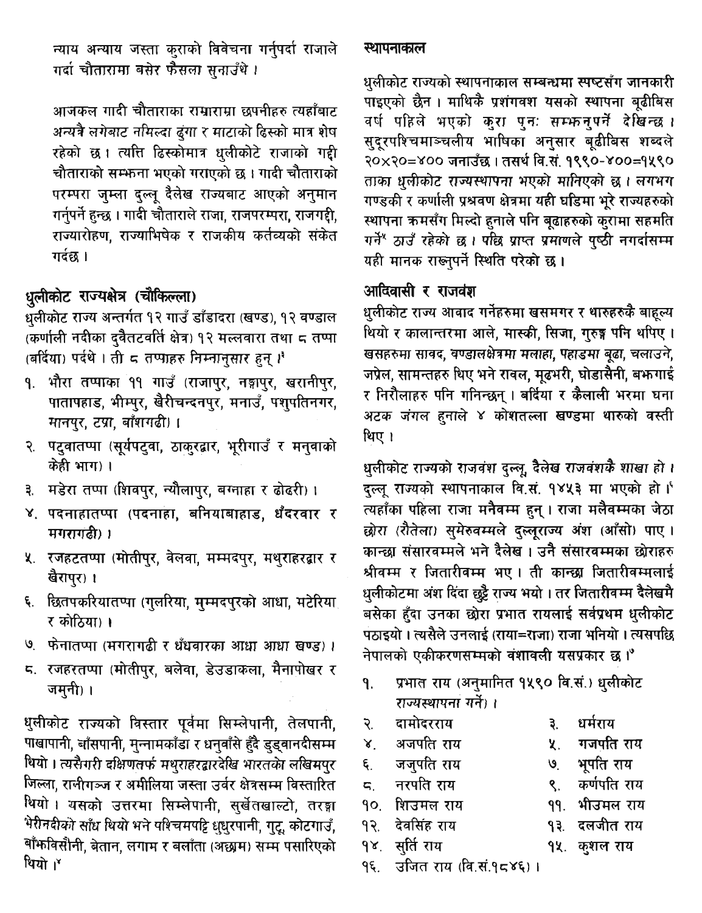न्याय अन्याय जस्ता कुराको विवेचना गर्नुपर्दा राजाले गर्दा चौतारामा बसेर फैसला सुनाउँथे ।

आजकल गादी चौताराका राम्राराम्रा छपनीहरु त्यहाँबाट अन्यत्रै लगेबाट नमिल्दा ढुंगा र माटाको ढिस्को मात्र शेष रहेको छ । त्यत्ति ढिस्कोमात्र धुलीकोटे राजाको गद्दी चौताराको सम्झना भएको गराएको छ । गादी चौताराको परम्परा जुम्ला दुल्लू दैलेख राज्यबाट आएको अनुमान गर्नुपर्ने हुन्छ । गादी चौताराले राजा, राजपरम्परा, राजगद्दी, राज्यारोहण, राज्याभिषेक र राजकीय कर्तव्यको संकेत गर्दछ ।

## धुलीकोट राज्यक्षेत्र (चौकिल्ला)

धुलीकोट राज्य अन्तर्गत १२ गाउँ डाँडादरा (खण्ड), १२ वण्डाल (कर्णाली नदीका दुवैतटवर्ति क्षेत्र) १२ मल्लवारा तथा ८ तप्पा (बर्दिया) पर्दथे । ती ८ तप्पाहरु निम्नानुसार हुन् ।[३]

१. भौरा तप्पाका ११ गाउँ (राजापुर, नङ्गापुर, खरानीपुर, पातापहाड, भीम्पुर, खैरीचन्दनपुर, मनाउँ, पशुपतिनगर, मानपुर, टप्रा, बाँशगढी) ।
२. पटुवातप्पा (सूर्यपटुवा, ठाकुरद्वार, भूरीगाउँ र मनुवाको केही भाग) ।
३. मडेरा तप्पा (शिवपुर, न्यौलापुर, बग्नाहा र ढोढरी) ।
४. पदनाहातप्पा (पदनाहा, बनियाबाहाड, धँदरवार र मगरागढी) ।
५. रजहटतप्पा (मोतीपुर, वेलवा, मम्मदपुर, मथुराहरद्वार र खैरापुर) ।
६. छितपकरियातप्पा (गुलरिया, मुम्मदपुरको आधा, मटेरिया र कोठिया) ।
७. फेनातप्पा (मगरागढी र धँधवारका आधा आधा खण्ड) ।
८. रजहरतप्पा (मोतीपुर, बलेवा, डेउडाकला, मैनापोखर र जमुनी) ।

धुलीकोट राज्यको विस्तार पूर्वमा सिम्लेपानी, तेलपानी, पाखापानी, बाँसपानी, मुन्नामकाँडा र धनुवाँसे हुँदै डुड्वानदीसम्म थियो । त्यसैगरी दक्षिणतर्फ मथुराहरद्वारदेखि भारतको लखिमपुर जिल्ला, रानीगञ्ज र अमीलिया जस्ता उर्वर क्षेत्रसम्म विस्तारित थियो । यसको उत्तरमा सिम्लेपानी, सुर्खेतखाल्टो, तरङ्ग भेरीनदीको साँध थियो भने पश्चिमपट्टि धुधुरपानी, गुट्टू, कोटगाउँ, बाँझविसौनी, बेतान, लगाम र बलाँता (अछाम) सम्म पसारिएको थियो ।[४]

## स्थापनाकाल

धुलीकोट राज्यको स्थापनाकाल सम्बन्धमा स्पष्टसँग जानकारी पाइएको छैन । माथिकै प्रशंगवश यसको स्थापना बूढीबिस वर्ष पहिले भएको कुरा पुनः सम्झनुपर्ने देखिन्छ । सुदूरपश्चिमाञ्चलीय भाषिका अनुसार बूढीबिस शब्दले २०×२०=४०० जनाउँछ । तसर्थ वि.सं. १९९०-४००=१५९० ताका धुलीकोट राज्यस्थापना भएको मानिएको छ । लगभग गण्डकी र कर्णाली प्रश्रवण क्षेत्रमा यही घडिमा भूरे राज्यहरुको स्थापना क्रमसँग मिल्दो हुनाले पनि बूढाहरुको कुरामा सहमति गर्ने[४] ठाउँ रहेको छ । पछि प्राप्त प्रमाणले पुष्ठी नगर्दासम्म यही मानक राख्नुपर्ने स्थिति परेको छ ।

## आदिवासी र राजवंश

धुलीकोट राज्य आवाद गर्नेहरुमा खसमगर र थारुहरुकै बाहूल्य थियो र कालान्तरमा आले, मास्की, सिजा, गुरुङ्ग पनि थपिए । खसहरुमा सावद, वण्डालक्षेत्रमा मलाहा, पहाडमा बूढा, चलाउने, जप्रेल, सामन्तहरु थिए भने रावल, मूढभरी, घोडासैनी, बझगाई र निरौलाहरु पनि गनिन्छन् । बर्दिया र कैलाली भरमा घना अटक जंगल हुनाले ४ कोशतल्ला खण्डमा थारुको वस्ती थिए ।

धुलीकोट राज्यको राजवंश दुल्लू, दैलेख राजवंशकै शाखा हो । दुल्लू राज्यको स्थापनाकाल वि.सं. १४५३ मा भएको हो ।[६] त्यहाँका पहिला राजा मनैवम्म हुन् । राजा मलैवम्मका जेठा छोरा (रौतेला) सुमेरुवम्मले दुल्लूराज्य अंश (आँसो) पाए । कान्छा संसारवम्मले भने दैलेख । उनै संसारवम्मका छोराहरु श्रीवम्म र जितारीवम्म भए । ती कान्छा जितारीवम्मलाई धुलीकोटमा अंश दिंदा छुट्टै राज्य भयो । तर जितारीवम्म दैलेखमै बसेका हुँदा उनका छोरा प्रभात रायलाई सर्वप्रथम धुलीकोट पठाइयो । त्यसैले उनलाई (राया=राजा) राजा भनियो । त्यसपछि नेपालको एकीकरणसम्मको वंशावली यसप्रकार छ ।[७]

१. प्रभात राय (अनुमानित १५९० वि.सं.) धुलीकोट राज्यस्थापना गर्ने) ।
२. दामोदरराय
३. धर्मराय
४. अजपति राय
५. गजपति राय
६. जजुपति राय
७. भूपति राय
८. नरपति राय
९. कर्णपति राय
१०. शिउमल राय
११. भीउमल राय
१२. देवसिंह राय
१३. दलजीत राय
१४. सुर्ति राय
१५. कुशल राय
१६. उजित राय (वि.सं.१८४६) ।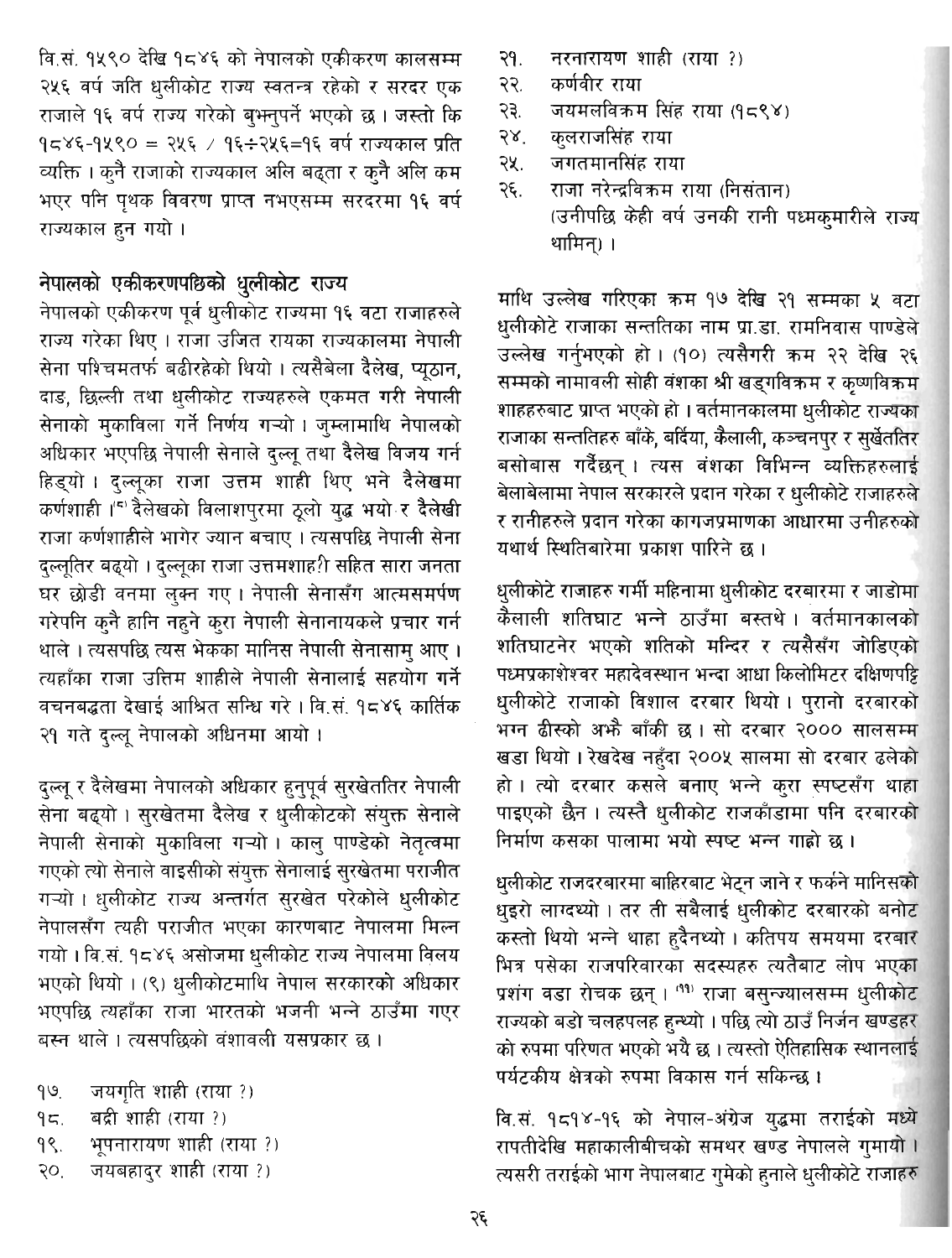वि.सं. १५९० देखि १८४६ को नेपालको एकीकरण कालसम्म २५६ वर्ष जति धुलीकोट राज्य स्वतन्त्र रहेको र सरदर एक राजाले १६ वर्ष राज्य गरेको बुझ्नुपर्ने भएको छ । जस्तो कि १८४६-१५९० = २५६ / १६÷२५६=१६ वर्ष राज्यकाल प्रति व्यक्ति । कुनै राजाको राज्यकाल अलि बढ्ता र कुनै अलि कम भएर पनि पृथक विवरण प्राप्त नभएसम्म सरदरमा १६ वर्ष राज्यकाल हुन गयो ।

## नेपालको एकीकरणपछिको धुलीकोट राज्य

नेपालको एकीकरण पूर्व धुलीकोट राज्यमा १६ वटा राजाहरुले राज्य गरेका थिए । राजा उजित रायका राज्यकालमा नेपाली सेना पश्चिमतर्फ बढीरहेको थियो । त्यसैबेला दैलेख, प्यूठान, दाङ, छिल्ली तथा धुलीकोट राज्यहरुले एकमत गरी नेपाली सेनाको मुकाविला गर्ने निर्णय गऱ्यो । जुम्लामाथि नेपालको अधिकार भएपछि नेपाली सेनाले दुल्लू तथा दैलेख विजय गर्न हिड्यो । दुल्लूका राजा उत्तम शाही थिए भने दैलेखमा कर्णशाही ।[८] दैलेखको विलाशपुरमा ठूलो युद्ध भयो र दैलेखी राजा कर्णशाहीले भागेर ज्यान बचाए । त्यसपछि नेपाली सेना दुल्लूतिर बढ्यो । दुल्लूका राजा उत्तमशाही सहित सारा जनता घर छोडी वनमा लुक्न गए । नेपाली सेनासँग आत्मसमर्पण गरेपनि कुनै हानि नहुने कुरा नेपाली सेनानायकले प्रचार गर्न थाले । त्यसपछि त्यस भेकका मानिस नेपाली सेनासामु आए । त्यहाँका राजा उत्तिम शाहीले नेपाली सेनालाई सहयोग गर्ने वचनबद्धता देखाई आश्रित सन्धि गरे । वि.सं. १८४६ कार्तिक २१ गते दुल्लू नेपालको अधिनमा आयो ।

दुल्लू र दैलेखमा नेपालको अधिकार हुनुपूर्व सुरखेततिर नेपाली सेना बढ्यो । सुरखेतमा दैलेख र धुलीकोटको संयुक्त सेनाले नेपाली सेनाको मुकाविला गऱ्यो । कालु पाण्डेको नेतृत्वमा गएको त्यो सेनाले बाइसीको संयुक्त सेनालाई सुरखेतमा पराजीत गऱ्यो । धुलीकोट राज्य अन्तर्गत सुरखेत परेकोले धुलीकोट नेपालसँग त्यही पराजीत भएका कारणबाट नेपालमा मिल्न गयो । वि.सं. १८४६ असोजमा धुलीकोट राज्य नेपालमा विलय भएको थियो । (९) धुलीकोटमाथि नेपाल सरकारको अधिकार भएपछि त्यहाँका राजा भारतको भजनी भन्ने ठाउँमा गएर बस्न थाले । त्यसपछिको वंशावली यसप्रकार छ ।

१७. जयगृति शाही (राया ?)
१८. बद्री शाही (राया ?)
१९. भूपनारायण शाही (राया ?)
२०. जयबहादुर शाही (राया ?)
२१. नरनारायण शाही (राया ?)
२२. कर्णवीर राया
२३. जयमलविक्रम सिंह राया (१८९४)
२४. कुलराजसिंह राया
२५. जगतमानसिंह राया
२६. राजा नरेन्द्रविक्रम राया (निसंतान)
(उनीपछि केही वर्ष उनकी रानी पद्मकुमारीले राज्य थामिन्) ।

माथि उल्लेख गरिएका क्रम १७ देखि २१ सम्मका ५ वटा धुलीकोटे राजाका सन्ततिका नाम प्रा.डा. रामनिवास पाण्डेले उल्लेख गर्नुभएको हो । (१०) त्यसैगरी क्रम २२ देखि २६ सम्मको नामावली सोही वंशका श्री खड्गविक्रम र कृष्णविक्रम शाहहरुबाट प्राप्त भएको हो । वर्तमानकालमा धुलीकोट राज्यका राजाका सन्ततिहरु बाँके, बर्दिया, कैलाली, कञ्चनपुर र सुर्खेततिर बसोबास गर्दैछन् । त्यस वंशका विभिन्न व्यक्तिहरुलाई बेलाबेलामा नेपाल सरकारले प्रदान गरेका र धुलीकोटे राजाहरुले र रानीहरुले प्रदान गरेका कागजप्रमाणका आधारमा उनीहरुको यथार्थ स्थितिबारेमा प्रकाश पारिने छ ।

धुलीकोटे राजाहरु गर्मी महिनामा धुलीकोट दरबारमा र जाडोमा कैलाली शतिघाट भन्ने ठाउँमा बस्तथे । वर्तमानकालको शतिघाटनेर भएको शतिको मन्दिर र त्यसैसँग जोडिएको पद्मप्रकाशेश्वर महादेवस्थान भन्दा आधा किलोमिटर दक्षिणपट्टि धुलीकोटे राजाको विशाल दरबार थियो । पुरानो दरबारको भग्न ढीस्को अझै बाँकी छ । सो दरबार २००० सालसम्म खडा थियो । रेखदेख नहुँदा २००५ सालमा सो दरबार ढलेको हो । त्यो दरबार कसले बनाए भन्ने कुरा स्पष्टसँग थाहा पाइएको छैन । त्यस्तै धुलीकोट राजकाँडामा पनि दरबारको निर्माण कसका पालामा भयो स्पष्ट भन्न गाह्रो छ ।

धुलीकोट राजदरबारमा बाहिरबाट भेट्न जाने र फर्कने मानिसको धुइरो लाग्दथ्यो । तर ती सबैलाई धुलीकोट दरबारको बनोट कस्तो थियो भन्ने थाहा हुदैनथ्यो । कतिपय समयमा दरबार भित्र पसेका राजपरिवारका सदस्यहरु त्यतैबाट लोप भएका प्रशंग वडा रोचक छन् ।[११] राजा बसुन्ज्यालसम्म धुलीकोट राज्यको बडो चलहपलह हुन्थ्यो । पछि त्यो ठाउँ निर्जन खण्डहर को रुपमा परिणत भएको भयै छ । त्यस्तो ऐतिहासिक स्थानलाई पर्यटकीय क्षेत्रको रुपमा विकास गर्न सकिन्छ ।

वि.सं. १८१४-१६ को नेपाल-अंग्रेज युद्धमा तराईको मध्ये रापतीदेखि महाकालीबीचको समथर खण्ड नेपालले गुमायो । त्यसरी तराईको भाग नेपालबाट गुमेको हुनाले धुलीकोटे राजाहरु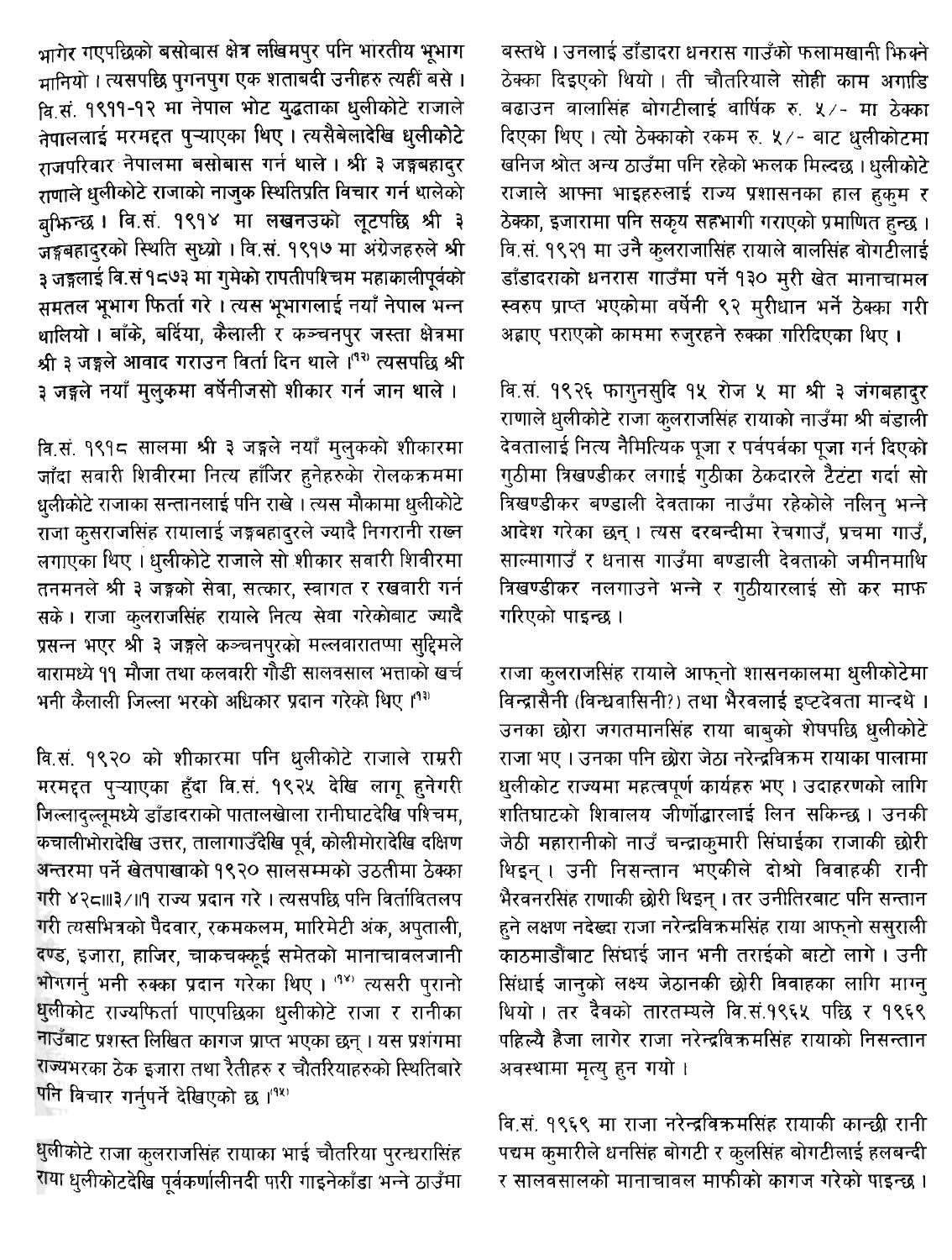भागेर गएपछिको बसोबास क्षेत्र लखिमपुर पनि भारतीय भूभाग मानियो । त्यसपछि पुगनपुग एक शताबदी उनीहरु त्यहीं बसे । वि.सं. १९११-१२ मा नेपाल भोट युद्धताका धुलीकोटे राजाले नेपाललाई मरमद्दत पुऱ्याएका थिए । त्यसैबेलादेखि धुलीकोटे राजपरिवार नेपालमा बसोबास गर्न थाले । श्री ३ जङ्गबहादुर राणाले धुलीकोटे राजाको नाजुक स्थितिप्रति विचार गर्न थालेको बुझिन्छ । वि.सं. १९१४ मा लखनउको लूटपछि श्री ३ जङ्गबहादुरको स्थिति सुध्रयो । वि.सं. १९१७ मा अंग्रेजहरुले श्री ३ जङ्गलाई वि.सं १८७३ मा गुमेको रापतीपश्चिम महाकालीपूर्वको समतल भूभाग फिर्ता गरे । त्यस भूभागलाई नयाँ नेपाल भन्न थालियो । बाँके, बर्दिया, कैलाली र कञ्चनपुर जस्ता क्षेत्रमा श्री ३ जङ्गले आवाद गराउन विर्ता दिन थाले ।[१२] त्यसपछि श्री ३ जङ्गले नयाँ मुलुकमा वर्षेनीजसो शीकार गर्न जान थाले ।

वि.सं. १९१८ सालमा श्री ३ जङ्गले नयाँ मुलुकको शीकारमा जाँदा सवारी शिवीरमा नित्य हाँजिर हुनेहरुको रोलकक्रममा धुलीकोटे राजाका सन्तानलाई पनि राखे । त्यस मौकामा धुलीकोटे राजा कुसराजसिंह रायालाई जङ्गबहादुरले ज्यादै निगरानी राख्न लगाएका थिए । धुलीकोटे राजाले सो शीकार सवारी शिवीरमा तनमनले श्री ३ जङ्गको सेवा, सत्कार, स्वागत र रखवारी गर्न सके । राजा कुलराजसिंह रायाले नित्य सेवा गरेकोबाट ज्यादै प्रसन्न भएर श्री ३ जङ्गले कञ्चनपुरको मल्लवारातप्पा सुद्दिमले वारामध्ये ११ मौजा तथा कलवारी गौडी सालवसाल भत्ताको खर्च भनी कैलाली जिल्ला भरको अधिकार प्रदान गरेको थिए ।[१३]

वि.सं. १९२० को शीकारमा पनि धुलीकोटे राजाले राम्ररी मरमद्दत पुऱ्याएका हुँदा वि.सं. १९२५ देखि लागू हुनेगरी जिल्लादुल्लुमध्ये डाँडादराको पातालखोला रानीघाटदेखि पश्चिम, कचालीभोरादेखि उत्तर, तालागाउँदेखि पूर्व, कोलीमोरादेखि दक्षिण अन्तरमा पर्ने खेतपाखाको १९२० सालसम्मको उठतीमा ठेक्का गरी ४२८॥३/॥१ राज्य प्रदान गरे । त्यसपछि पनि विर्तावितलप गरी त्यसभित्रको पैदवार, रकमकलम, मारिमेटी अंक, अपुताली, दण्ड, इजारा, हाजिर, चाकचक्कूई समेतको मानाचावलजानी भोगगर्नु भनी रुक्का प्रदान गरेका थिए ।[१४] त्यसरी पुरानो धुलीकोट राज्यफिर्ता पाएपछिका धुलीकोटे राजा र रानीका नाउँबाट प्रशस्त लिखित कागज प्राप्त भएका छन् । यस प्रशंगमा राज्यभरका ठेक इजारा तथा रैतीहरु र चौतरियाहरुको स्थितिबारे पनि विचार गर्नुपर्ने देखिएको छ ।[१५]

धुलीकोटे राजा कुलराजसिंह रायाका भाई चौतरिया पुरन्धरासिंह राया धुलीकोटदेखि पूर्वकर्णालीनदी पारी गाइनेकाँडा भन्ने ठाउँमा बस्तथे । उनलाई डाँडादरा धनरास गाउँको फलामखानी झिक्ने ठेक्का दिइएको थियो । ती चौतरियाले सोही काम अगाडि बढाउन वालासिंह बोगटीलाई वार्षिक रु. ५/- मा ठेक्का दिएका थिए । त्यो ठेक्काको रकम रु. ५/- बाट धुलीकोटमा खनिज श्रोत अन्य ठाउँमा पनि रहेको झलक मिल्दछ । धुलीकोटे राजाले आफ्ना भाइहरुलाई राज्य प्रशासनका हाल हुकुम र ठेक्का, इजारामा पनि सकृय सहभागी गराएको प्रमाणित हुन्छ । वि.सं. १९२१ मा उनै कुलराजासिंह रायाले वालसिंह वोगटीलाई डाँडादराको धनरास गाउँमा पर्ने १३० मुरी खेत मानाचामल स्वरुप प्राप्त भएकोमा वर्षेनी ९२ मुरीधान भर्ने ठेक्का गरी अह्राए पराएको काममा रुजुरहने रुक्का गरिदिएका थिए ।

वि.सं. १९२६ फागुनसुदि १५ रोज ५ मा श्री ३ जंगबहादुर राणाले धुलीकोटे राजा कुलराजसिंह रायाको नाउँमा श्री बंडाली देवतालाई नित्य नैमित्यिक पूजा र पर्वपर्वका पूजा गर्न दिएको गुठीमा त्रिखण्डीकर लगाई गुठीका ठेकदारले टैटंटा गर्दा सो त्रिखण्डीकर बण्डाली देवताका नाउँमा रहेकोले नलिनु भन्ने आदेश गरेका छन् । त्यस दरबन्दीमा रेचगाउँ, प्रचमा गाउँ, साल्मागाउँ र धनास गाउँमा बण्डाली देवताको जमीनमाथि त्रिखण्डीकर नलगाउने भन्ने र गुठीयारलाई सो कर माफ गरिएको पाइन्छ ।

राजा कुलराजसिंह रायाले आफ्नो शासनकालमा धुलीकोटेमा विन्द्रासैनी (विन्धवासिनी?) तथा भैरवलाई इष्टदेवता मान्दथे । उनका छोरा जगतमानसिंह राया बाबुको शेषपछि धुलीकोटे राजा भए । उनका पनि छोरा जेठा नरेन्द्रविक्रम रायाका पालामा धुलीकोट राज्यमा महत्वपूर्ण कार्यहरु भए । उदाहरणको लागि शतिघाटको शिवालय जीर्णोद्धारलाई लिन सकिन्छ । उनकी जेठी महारानीको नाउँ चन्द्राकुमारी सिंघाईका राजाकी छोरी थिइन् । उनी निसन्तान भएकीले दोश्रो विवाहकी रानी भैरवनरसिंह राणाकी छोरी थिइन् । तर उनीतिरबाट पनि सन्तान हुने लक्षण नदेख्दा राजा नरेन्द्रविक्रमसिंह राया आफ्नो ससुराली काठमाडौंबाट सिंघाई जान भनी तराईको बाटो लागे । उनी सिंधाई जानुको लक्ष्य जेठानकी छोरी विवाहका लागि माग्नु थियो । तर दैवको तारतम्यले वि.सं.१९६५ पछि र १९६९ पहिल्यै हैजा लागेर राजा नरेन्द्रविक्रमसिंह रायाको निसन्तान अवस्थामा मृत्यु हुन गयो ।

वि.सं. १९६९ मा राजा नरेन्द्रविक्रमसिंह रायाकी कान्छी रानी पद्मम कुमारीले धनसिंह बोगटी र कुलसिंह बोगटीलाई हलबन्दी र सालवसालको मानाचावल माफीको कागज गरेको पाइन्छ ।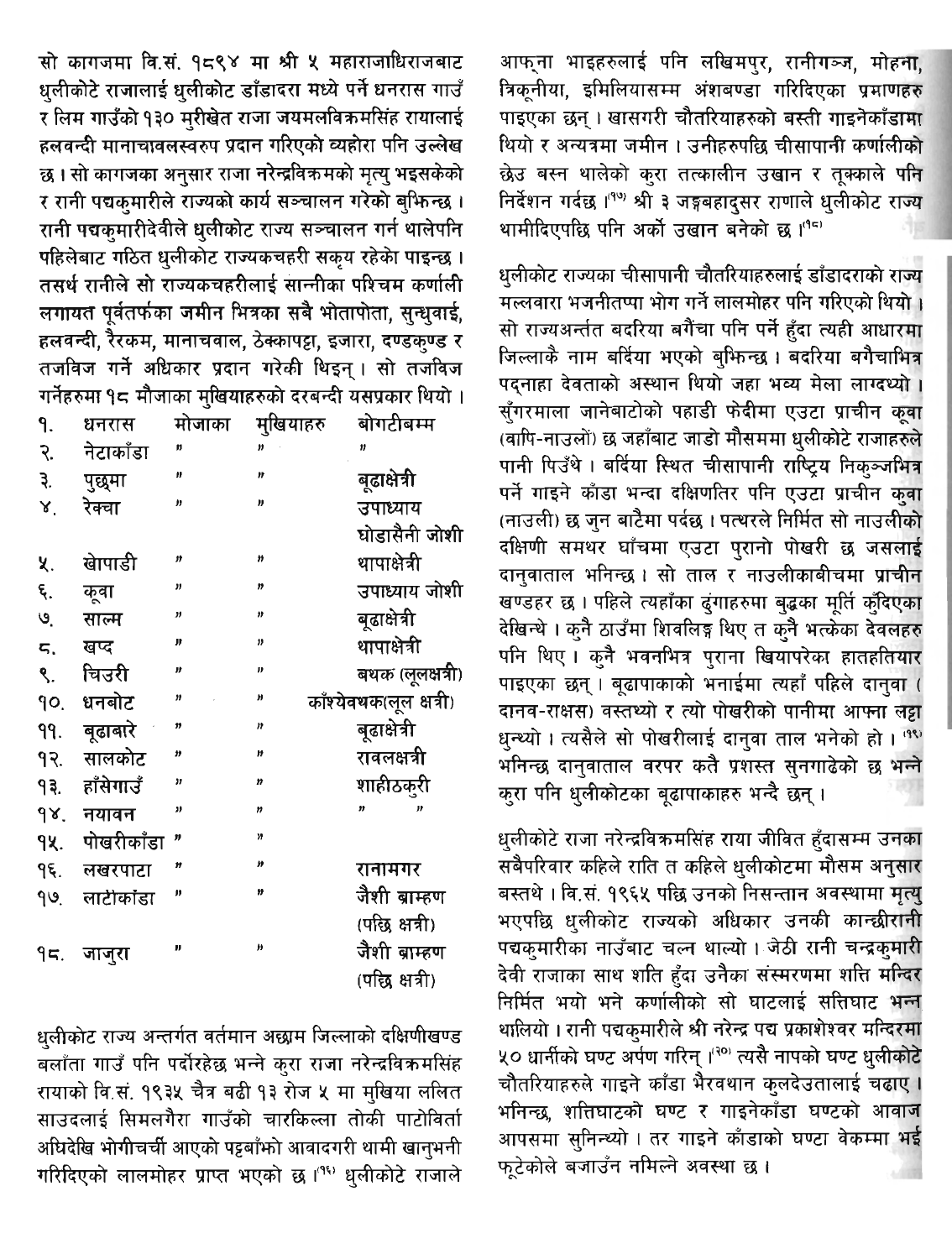सो कागजमा वि.सं. १८९४ मा श्री ५ महाराजाधिराजबाट धुलीकोटे राजालाई धुलीकोट डाँडादरा मध्ये पर्ने धनरास गाउँ र लिम गाउँको १३० मुरीखेत राजा जयमलविक्रमसिंह रायालाई हलवन्दी मानाचावलस्वरुप प्रदान गरिएको व्यहोरा पनि उल्लेख छ। सो कागजका अनुसार राजा नरेन्द्रविक्रमको मृत्यु भइसकेको र रानी पद्मकुमारीले राज्यको कार्य सञ्चालन गरेको बुझिन्छ। रानी पद्मकुमारीदेवीले धुलीकोट राज्य सञ्चालन गर्न थालेपनि पहिलेबाट गठित धुलीकोट राज्यकचहरी सकृय रहेको पाइन्छ। तसर्थ रानीले सो राज्यकचहरीलाई सान्नीका पश्चिम कर्णाली लगायत पूर्वतर्फका जमीन भित्रका सबै भोतापोता, सुन्धुवाई, हलवन्दी, रैरकम, मानाचवाल, ठेक्कापट्टा, इजारा, दण्डकुण्ड र तजविज गर्ने अधिकार प्रदान गरेकी थिइन्। सो तजविज गर्नेहरुमा १८ मौजाका मुखियाहरुको दरबन्दी यसप्रकार थियो।

| | | | | |
|---|---|---|---|---|
| १. | धनरास | मोजाका | मुखियाहरु | बोगटीबम्म |
| २. | नेटाकाँडा | " | " | " |
| ३. | पुछ्मा | " | " | बूढाक्षेत्री |
| ४. | रेक्चा | " | " | उपाध्याय घोडासैनी जोशी |
| ५. | खोपाडी | " | " | थापाक्षेत्री |
| ६. | कूवा | " | " | उपाध्याय जोशी |
| ७. | साल्म | " | " | बूढाक्षेत्री |
| ८. | खप्द | " | " | थापाक्षेत्री |
| ९. | चिउरी | " | " | बथक (लूलक्षत्री) |
| १०. | धनबोट | " | " | काँश्येवथक(लूल क्षत्री) |
| ११. | बूढाबारे | " | " | बूढाक्षेत्री |
| १२. | सालकोट | " | " | रावलक्षत्री |
| १३. | हाँसेगाउँ | " | " | शाहीठकुरी |
| १४. | नयावन | " | " | " " |
| १५. | पोखरीकाँडा | " | " | |
| १६. | लखरपाटा | " | " | रानामगर |
| १७. | लाटोकांडा | " | " | जैशी ब्राम्हण (पछि क्षत्री) |
| १८. | जाजुरा | " | " | जैशी ब्राम्हण (पछि क्षत्री) |

धुलीकोट राज्य अन्तर्गत वर्तमान अछाम जिल्लाको दक्षिणीखण्ड बलाँता गाउँ पनि पर्दोरहेछ भन्ने कुरा राजा नरेन्द्रविक्रमसिंह रायाको वि.सं. १९३५ चैत्र बढी १३ रोज ५ मा मुखिया ललित साउदलाई सिमलगैरा गाउँको चारकिल्ला तोकी पाटोविर्ता अधिदेखि भोगीचर्ची आएको पट्टबाँध्रो आवादगरी थामी खानुभनी गरिदिएको लालमोहर प्राप्त भएको छ।[१६] धुलीकोटे राजाले आफ्ना भाइहरुलाई पनि लखिमपुर, रानीगञ्ज, मोहना, त्रिकूनीया, इमिलियासम्म अंशबण्डा गरिदिएका प्रमाणहरु पाइएका छन्। खासगरी चौतरियाहरुको बस्ती गाइनेकाँडामा थियो र अन्यत्रमा जमीन। उनीहरुपछि चीसापानी कर्णालीको छेउ बस्न थालेको कुरा तत्कालीन उखान र तुक्काले पनि निर्देशन गर्दछ।[१७] श्री ३ जङ्गबहादुसर राणाले धुलीकोट राज्य थामीदिएपछि पनि अर्को उखान बनेको छ।[१८]

धुलीकोट राज्यका चीसापानी चौतरियाहरुलाई डाँडादराको राज्य मल्लवारा भजनीतप्पा भोग गर्ने लालमोहर पनि गरिएको थियो। सो राज्यअन्तर्त बदरिया बगैंचा पनि पर्ने हुँदा त्यही आधारमा जिल्लाकै नाम बर्दिया भएको बुझिन्छ। बदरिया बगैचाभित्र पद्नाहा देवताको अस्थान थियो जहा भव्य मेला लाग्दथ्यो। सुँगरमाला जानेबाटोको पहाडी फेदीमा एउटा प्राचीन कूवा (वापि-नाउलो) छ जहाँबाट जाडो मौसममा धुलीकोटे राजाहरुले पानी पिउँथे। बर्दिया स्थित चीसापानी राष्ट्रिय निकुञ्जभित्र पर्ने गाइने काँडा भन्दा दक्षिणतिर पनि एउटा प्राचीन कुवा (नाउली) छ जुन बाटैमा पर्दछ। पत्थरले निर्मित सो नाउलीको दक्षिणी समथर घाँचमा एउटा पुरानो पोखरी छ जसलाई दानुवाताल भनिन्छ। सो ताल र नाउलीकाबीचमा प्राचीन खण्डहर छ। पहिले त्यहाँका ढुंगाहरुमा बुद्धका मूर्ति कुँदिएका देखिन्थे। कुनै ठाउँमा शिवलिङ्ग थिए त कुनै भत्केका देवलहरु पनि थिए। कुनै भवनभित्र पुराना खियापरेका हातहतियार पाइएका छन्। बूढापाकाको भनाईमा त्यहाँ पहिले दानुवा (दानव-राक्षस) वस्तथ्यो र त्यो पोखरीको पानीमा आफ्ना लट्टा धुन्थ्यो। त्यसैले सो पोखरीलाई दानुवा ताल भनेको हो।[१९] भनिन्छ दानुवाताल वरपर कतै प्रशस्त सुनगाढेको छ भन्ने कुरा पनि धुलीकोटका बूढापाकाहरु भन्दै छन्।

धुलीकोटे राजा नरेन्द्रविक्रमसिंह राया जीवित हुँदासम्म उनका सबैपरिवार कहिले राति त कहिले धुलीकोटमा मौसम अनुसार बस्तथे। वि.सं. १९६५ पछि उनको निसन्तान अवस्थामा मृत्यु भएपछि धुलीकोट राज्यको अधिकार उनकी कान्छीरानी पद्मकुमारीका नाउँबाट चल्न थाल्यो। जेठी रानी चन्द्रकुमारी देवी राजाका साथ शति हुँदा उनैका संस्मरणमा शत्ति मन्दिर निर्मित भयो भने कर्णालीको सो घाटलाई सत्तिघाट भन्न थालियो। रानी पद्मकुमारीले श्री नरेन्द्र पद्म प्रकाशेश्वर मन्दिरमा ५० धार्नीको घण्ट अर्पण गरिन्।[२०] त्यसै नापको घण्ट धुलीकोटे चौतरियाहरुले गाइने काँडा भैरवथान कुलदेउतालाई चढाए। भनिन्छ, शत्तिघाटको घण्ट र गाइनेकाँडा घण्टको आवाज आपसमा सुनिन्थ्यो। तर गाइने काँडाको घण्टा वेकम्मा भई फूटेकोले बजाउँन नमिल्ने अवस्था छ।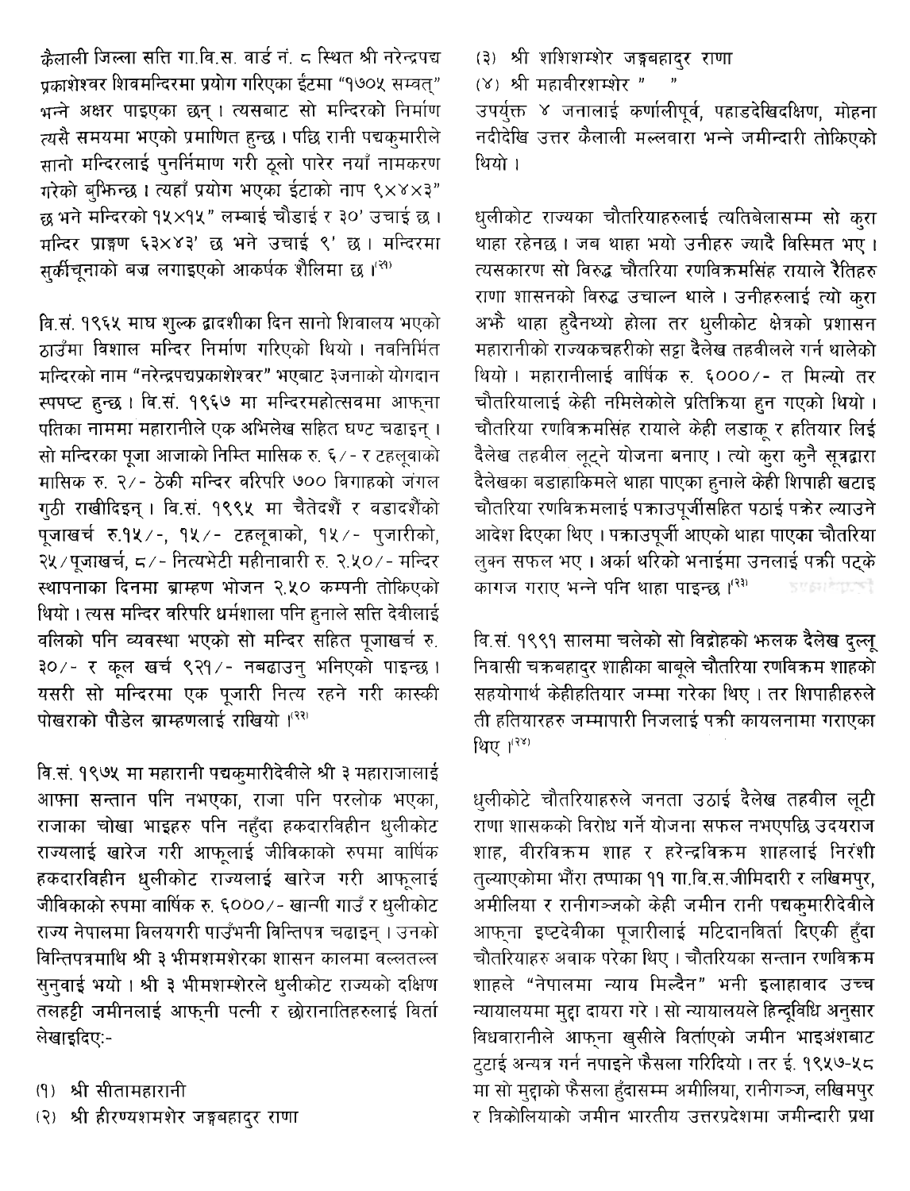कैलाली जिल्ला सत्ति गा.वि.स. वार्ड नं. ८ स्थित श्री नरेन्द्रपद्म प्रकाशेश्वर शिवमन्दिरमा प्रयोग गरिएका ईंटमा "१७०५ सम्वत्" भन्ने अक्षर पाइएका छन् । त्यसबाट सो मन्दिरको निर्माण त्यसै समयमा भएको प्रमाणित हुन्छ । पछि रानी पद्मकुमारीले सानो मन्दिरलाई पुनर्निमाण गरी ठूलो पारेर नयाँ नामकरण गरेको बुझिन्छ । त्यहाँ प्रयोग भएका ईटाको नाप ९×४×३" छ भने मन्दिरको १५×१५" लम्बाई चौडाई र ३०' उचाई छ । मन्दिर प्राङ्गण ६३×४३' छ भने उचाई ९' छ । मन्दिरमा सुर्कीचूनाको बज्र लगाइएको आकर्षक शैलीमा छ ।[२१]

वि.सं. १९६५ माघ शुक्ल द्वादशीका दिन सानो शिवालय भएको ठाउँमा विशाल मन्दिर निर्माण गरिएको थियो । नवनिर्मित मन्दिरको नाम "नरेन्द्रपद्मप्रकाशेश्वर" भएबाट ३जनाको योगदान स्पपष्ट हुन्छ । वि.सं. १९६७ मा मन्दिरमहोत्सवमा आफ्ना पतिका नाममा महारानीले एक अभिलेख सहित घण्ट चढाइन् । सो मन्दिरका पूजा आजाको निम्ति मासिक रु. ६/- र टहलूवाको मासिक रु. २/- ठेकी मन्दिर वरिपरि ७०० विगाहको जंगल गुठी राखीदिइन् । वि.सं. १९९५ मा चैतेदशैं र बडादशैंको पूजाखर्च रु.१५/-, १५/- टहलूवाको, १५/- पुजारीको, २५/पूजाखर्च, ८/- नित्यभेटी महीनावारी रु. २.५०/- मन्दिर स्थापनाका दिनमा ब्राम्हण भोजन २.५० कम्पनी तोकिएको थियो । त्यस मन्दिर वरिपरि धर्मशाला पनि हुनाले सत्ति देवीलाई वलिको पनि व्यवस्था भएको सो मन्दिर सहित पूजाखर्च रु. ३०/- र कूल खर्च ९२१/- नबढाउनु भनिएको पाइन्छ । यसरी सो मन्दिरमा एक पूजारी नित्य रहने गरी कास्की पोखराको पौडेल ब्राम्हणलाई राखियो ।[२२]

वि.सं. १९७५ मा महारानी पद्मकुमारीदेवीले श्री ३ महाराजालाई आफ्ना सन्तान पनि नभएका, राजा पनि परलोक भएका, राजाका चोखा भाइहरु पनि नहुँदा हकदारविहीन धुलीकोट राज्यलाई खारेज गरी आफूलाई जीविकाको रुपमा वार्षिक हकदारविहीन धुलीकोट राज्यलाई खारेज गरी आफूलाई जीविकाको रुपमा वार्षिक रु. ६०००/- खान्पी गाउँ र धुलीकोट राज्य नेपालमा विलयगरी पाउँभनी विन्तिपत्र चढाइन् । उनको विन्तिपत्रमाथि श्री ३ भीमशमशेरका शासन कालमा वल्लतल्ल सुनुवाई भयो । श्री ३ भीमशम्शेरले धुलीकोट राज्यको दक्षिण तलहट्टी जमीनलाई आफ्नी पत्नी र छोरानातिहरुलाई विर्ता लेखाइदिए:-

(१) श्री सीतामहारानी
(२) श्री हीरण्यशमशेर जङ्गबहादुर राणा
(३) श्री शशिशम्शेर जङ्गबहादुर राणा
(४) श्री महावीरशम्शेर " "

उपर्युक्त ४ जनालाई कर्णालीपूर्व, पहाडदेखिदक्षिण, मोहना नदीदेखि उत्तर कैलाली मल्लवारा भन्ने जमीन्दारी तोकिएको थियो ।

धुलीकोट राज्यका चौतरियाहरुलाई त्यतिबेलासम्म सो कुरा थाहा रहेनछ । जब थाहा भयो उनीहरु ज्यादै विस्मित भए । त्यसकारण सो विरुद्ध चौतरिया रणविक्रमसिंह रायाले रैतिहरु राणा शासनको विरुद्ध उचाल्न थाले । उनीहरुलाई त्यो कुरा अझै थाहा हुदैनथ्यो होला तर धुलीकोट क्षेत्रको प्रशासन महारानीको राज्यकचहरीको सट्टा दैलेख तहवीलले गर्न थालेको थियो । महारानीलाई वार्षिक रु. ६०००/- त मिल्यो तर चौतरियालाई केही नमिलेकोले प्रतिक्रिया हुन गएको थियो । चौतरिया रणविक्रमसिंह रायाले केही लडाकू र हतियार लिई दैलेख तहवील लूट्ने योजना बनाए । त्यो कुरा कुनै सूत्रद्वारा दैलेखका बडाहाकिमले थाहा पाएका हुनाले केही शिपाही खटाइ चौतरिया रणविक्रमलाई पक्राउपूर्जीसहित पठाई पक्रेर ल्याउने आदेश दिएका थिए । पक्राउपूर्जी आएको थाहा पाएका चौतरिया लुक्न सफल भए । अर्का थरिको भनाईमा उनलाई पक्री पट्के कागज गराए भन्ने पनि थाहा पाइन्छ ।[२३]

वि.सं. १९९१ सालमा चलेको सो विद्रोहको झलक दैलेख दुल्लू निवासी चक्रबहादुर शाहीका बाबूले चौतरिया रणविक्रम शाहको सहयोगार्थ केहीहतियार जम्मा गरेका थिए । तर शिपाहीहरुले ती हतियारहरु जम्मापारी निजलाई पक्री कायलनामा गराएका थिए ।[२४]

धुलीकोटे चौतरियाहरुले जनता उठाई दैलेख तहवील लूटी राणा शासकको विरोध गर्ने योजना सफल नभएपछि उदयराज शाह, वीरविक्रम शाह र हरेन्द्रविक्रम शाहलाई निरंशी तुल्याएकोमा भौरा तप्पाका ११ गा.वि.स.जीमिदारी र लखिमपुर, अमीलिया र रानीगञ्जको केही जमीन रानी पद्मकुमारीदेवीले आफ्ना इष्टदेवीका पूजारीलाई मटिदानविर्ता दिएकी हुँदा चौतरियाहरु अवाक परेका थिए । चौतरियका सन्तान रणविक्रम शाहले "नेपालमा न्याय मिल्दैन" भनी इलाहावाद उच्च न्यायालयमा मुद्दा दायरा गरे । सो न्यायालयले हिन्दूविधि अनुसार विधवारानीले आफ्ना खुसीले विर्ताएको जमीन भाइअंशबाट टुटाई अन्यत्र गर्न नपाइने फैसला गरिदियो । तर ई. १९५७-५८ मा सो मुद्दाको फैसला हुँदासम्म अमीलिया, रानीगञ्ज, लखिमपुर र त्रिकोलियाको जमीन भारतीय उत्तरप्रदेशमा जमीन्दारी प्रथा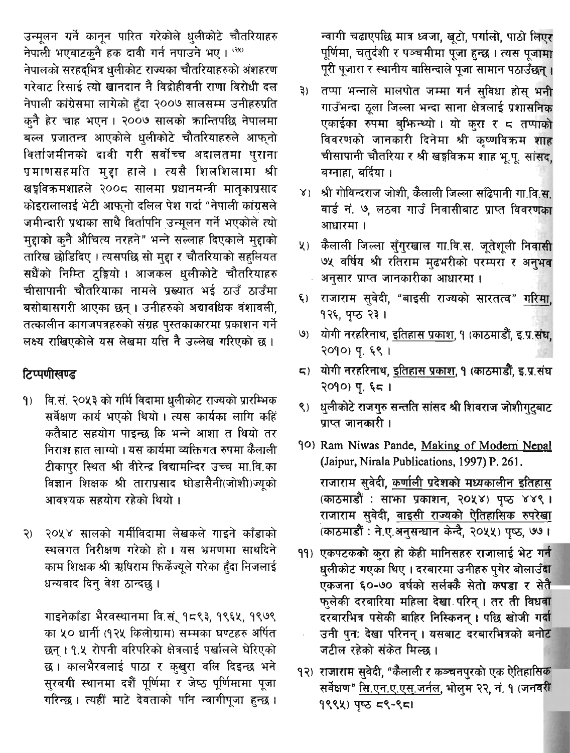उन्मूलन गर्ने कानून पारित गरेकोले धुलीकोटे चौतरियाहरु नेपाली भएबाटकुनै हक दावी गर्न नपाउने भए । [२४]

नेपालको सरहद्भित्र धुलीकोट राज्यका चौतरियाहरुको अंशहरण गरेवाट रिसाई त्यो खानदान नै विद्रोहीवनी राणा विरोधी दल नेपाली कांग्रेसमा लागेको हुँदा २००७ सालसम्म उनीहरुप्रति कुनै हेर चाह भएन । २००७ सालको क्रान्तिपछि नेपालमा बल्ल प्रजातन्त्र आएकोले धुलीकोटे चौतरियाहरुले आफ्नो विर्ताजमीनको दावी गरी सर्वोच्च अदालतमा पुराना प्रमाणसहमति मुद्दा हाले । त्यसै शिलशिलामा श्री खड्गविक्रमशाहले २००८ सालमा प्रधानमन्त्री मातृकाप्रसाद कोइरालालाई भेटी आफ्नो दलिल पेश गर्दा "नेपाली कांग्रसले जमीन्दारी प्रथाका साथै विर्तापनि उन्मूलन गर्ने भएकोले त्यो मुद्दाको कुनै औचित्य नरहने" भन्ने सल्लाह दिएकाले मुद्दाको तारिख छोडिदिए । त्यसपछि सो मुद्दा र चौतरियाको सहुलियत सधैंको निम्ति टुङ्गियो । आजकल धुलीकोटे चौतरियाहरु चीसापानी चौतरियाका नामले प्रख्यात भई ठाउँ ठाउँमा बसोबासगरी आएका छन् । उनीहरुको अद्यावधिक वंशावली, तत्कालीन कागजपत्रहरुको संग्रह पुस्तकाकारमा प्रकाशन गर्ने लक्ष्य राखिएकोले यस लेखमा यत्ति नै उल्लेख गरिएको छ ।

## टिप्पणीखण्ड

१) वि.सं. २०५३ को गर्मि विदामा धुलीकोट राज्यको प्रारम्भिक सर्वेक्षण कार्य भएको थियो । त्यस कार्यका लागि कहिं कतैबाट सहयोग पाइन्छ कि भन्ने आशा त थियो तर निराश हात लाग्यो । यस कार्यमा व्यक्तिगत रुपमा कैलाली टीकापुर स्थित श्री वीरेन्द्र विद्यामन्दिर उच्च मा.वि.का विज्ञान शिक्षक श्री ताराप्रसाद घोडासैनी(जोशी)ज्यूको आवश्यक सहयोग रहेको थियो ।

२) २०५४ सालको गर्मीविदामा लेखकले गाइने काँडाको स्थलगत निरीक्षण गरेको हो । यस भ्रमणमा साथदिने काम शिक्षक श्री ऋषिराम फिर्केज्यूले गरेका हुँदा निजलाई धन्यवाद दिनु वेश ठान्दछु ।

गाइनेकाँडा भैरवस्थानमा वि.सं. १८९३, १९६५, १९७९ का ५० धार्नी (१२५ किलोग्राम) सम्मका घण्टहरु अर्पित छन् । १.५ रोपनी वरिपरिको क्षेत्रलाई पर्खालले घेरिएको छ । कालभैरवलाई पाठा र कुखुरा वलि दिइन्छ भने सुरबगी स्थानमा दशैं पूर्णिमा र जेष्ठ पूर्णिमामा पूजा गरिन्छ । त्यहीं माटे देवताको पनि न्वागीपूजा हुन्छ । न्वागी चढाएपछि मात्र ध्वजा, खुटो, पर्गालो, पाठो लिएर पूर्णिमा, चतुर्दशी र पञ्चमीमा पूजा हुन्छ । त्यस पूजामा पूरी पूजारा र स्थानीय बासिन्दाले पूजा सामान पठाउँछन् ।

३) तप्पा भन्नाले मालपोत जम्मा गर्न सुविधा होस् भनी गाउँभन्दा ठूला जिल्ला भन्दा साना क्षेत्रलाई प्रशासनिक एकाईका रुपमा बुझिन्थ्यो । यो कुरा र ८ तप्पाको विवरणको जानकारी दिनेमा श्री कृष्णविक्रम शाह चीसापानी चौतरिया र श्री खड्गविक्रम शाह भू.पू. सांसद, बग्नाहा, बर्दिया ।

४) श्री गोविन्दराज जोशी, कैलाली जिल्ला साँढेपानी गा.वि.स. वार्ड नं. ७, लठवा गाउँ निवासीबाट प्राप्त विवरणका आधारमा ।

५) कैलाली जिल्ला सुँगुरखाल गा.वि.स. जूतेशूली निवासी ७५ वर्षिय श्री रतिराम मुढभरीको परम्परा र अनुभव अनुसार प्राप्त जानकारीका आधारमा ।

६) राजाराम सुवेदी, "बाइसी राज्यको सारतत्व" गरिमा, १२६, पृष्ठ २३ ।

७) योगी नरहरिनाथ, इतिहास प्रकाश, १ (काठमाडौं, इ.प्र.संघ, २०१०) पृ. ६९ ।

८) योगी नरहरिनाथ, इतिहास प्रकाश, १ (काठमाडौं, इ.प्र.संघ २०१०) पृ. ६८ ।

९) धुलीकोटे राजगुरु सन्तति सांसद श्री शिवराज जोशीगुटुबाट प्राप्त जानकारी ।

१०) Ram Niwas Pande, Making of Modern Nepal (Jaipur, Nirala Publications, 1997) P. 261.

राजाराम सुवेदी, कर्णाली प्रदेशको मध्यकालीन इतिहास (काठमाडौं : साझा प्रकाशन, २०५४) पृष्ठ ४४९ । राजाराम सुवेदी, वाइसी राज्यको ऐतिहासिक रुपरेखा (काठमाडौं : ने.ए.अनुसन्धान केन्द्रै, २०५५) पृष्ठ, ७७ ।

११) एकपटकको कुरा हो केही मानिसहरु राजालाई भेट गर्न धुलीकोट गएका थिए । दरबारमा उनीहरु पुगेर बोलाउँदा एकजना ६०-७० वर्षको सर्लक्कै सेतो कपडा र सेतै फुलेकी दरबारिया महिला देखा परिन् । तर ती विधवा दरबारभित्र पसेकी बाहिर निस्किनन् । पछि खोजी गर्दा उनी पुनः देखा परिनन् । यसबाट दरबारभित्रको बनोट जटील रहेको संकेत मिल्छ ।

१२) राजाराम सुवेदी, "कैलाली र कञ्चनपुरको एक ऐतिहासिक सर्वेक्षण" सि.एन.ए.एस.जर्नल, भोलुम २२, नं. १ (जनवरी १९९५) पृष्ठ ८९-९८।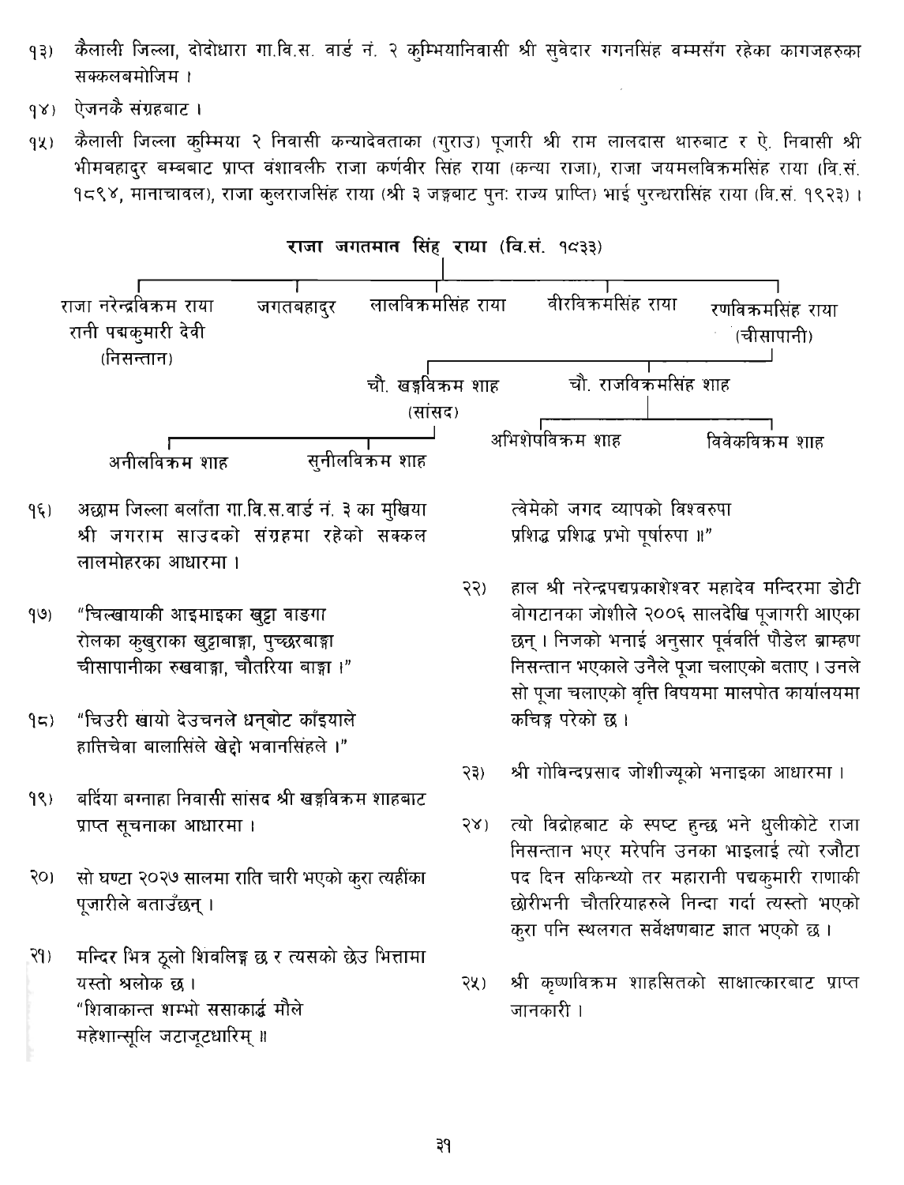१३) कैलाली जिल्ला, दोदोधारा गा.वि.स. वार्ड नं. २ कुम्भियानिवासी श्री सुवेदार गगनसिंह बम्मसँग रहेका कागजहरुका सक्कलबमोजिम ।

१४) ऐजनकै संग्रहबाट ।

१५) कैलाली जिल्ला कुम्भिया २ निवासी कन्यादेवताका (गुराउ) पूजारी श्री राम लालदास थारुबाट र ऐ. निवासी श्री भीमबहादुर बम्बबाट प्राप्त वंशावली राजा कर्णवीर सिंह राया (कन्या राजा), राजा जयमलविक्रमसिंह राया (वि.सं. १८९४, मानाचावल), राजा कुलराजसिंह राया (श्री ३ जङ्गबाट पुनः राज्य प्राप्ति) भाई पुरन्धरासिंह राया (वि.सं. १९२३) ।

**राजा जगतमान सिंह राया (वि.सं. १८३३)**

- राजा नरेन्द्रविक्रम राया, रानी पद्मकुमारी देवी (निसन्तान)
- जगतबहादुर
- लालविक्रमसिंह राया
- वीरविक्रमसिंह राया
- रणविक्रमसिंह राया (चीसापानी)
  - चौ. खड्गविक्रम शाह (सांसद)
    - अनीलविक्रम शाह
    - सुनीलविक्रम शाह
  - चौ. राजविक्रमसिंह शाह
    - अभिशेषविक्रम शाह
    - विवेकविक्रम शाह

१६) अछाम जिल्ला बलाँता गा.वि.स.वार्ड नं. ३ का मुखिया श्री जगराम साउदको संग्रहमा रहेको सक्कल लालमोहरका आधारमा ।

१७) "चिल्खायाकी आइमाइका खुट्टा वाङगा
रोलका कुखुराका खुट्टाबाङ्गा, पुच्छरबाङ्गा
चीसापानीका रुखवाङ्गा, चौतरिया बाङ्गा ।"

१८) "चिउरी खायो देउचनले धन्बोट काँइयाले
हात्तिचेवा बालासिंले खेद्यो भवानसिंहले ।"

१९) बर्दिया बग्नाहा निवासी सांसद श्री खड्गविक्रम शाहबाट प्राप्त सूचनाका आधारमा ।

२०) सो घण्टा २०२७ सालमा राति चारी भएको कुरा त्यहींका पूजारीले बताउँछन् ।

२१) मन्दिर भित्र ठूलो शिवलिङ्ग छ र त्यसको छेउ भित्तामा यस्तो श्रलोक छ ।
"शिवाकान्त शम्भो ससाकार्द्ध मौले
महेशान्सूलि जटाजूटधारिम् ॥
त्वेमेको जगद व्यापको विश्वरुपा
प्रशिद्ध प्रशिद्ध प्रभो पूर्षारुपा ॥"

२२) हाल श्री नरेन्द्रपद्मप्रकाशेश्वर महादेव मन्दिरमा डोटी वोगटानका जोशीले २००६ सालदेखि पूजागरी आएका छन् । निजको भनाई अनुसार पूर्ववर्ति पौडेल ब्राम्हण निसन्तान भएकाले उनैले पूजा चलाएको बताए । उनले सो पूजा चलाएको वृत्ति विषयमा मालपोत कार्यालयमा कचिङ्ग परेको छ ।

२३) श्री गोविन्दप्रसाद जोशीज्यूको भनाइका आधारमा ।

२४) त्यो विद्रोहबाट के स्पष्ट हुन्छ भने धुलीकोटे राजा निसन्तान भएर मरेपनि उनका भाइलाई त्यो रजौटा पद दिन सकिन्थ्यो तर महारानी पद्मकुमारी राणाकी छोरीभनी चौतरियाहरुले निन्दा गर्दा त्यस्तो भएको कुरा पनि स्थलगत सर्वेक्षणबाट ज्ञात भएको छ ।

२५) श्री कृष्णविक्रम शाहसितको साक्षात्कारबाट प्राप्त जानकारी ।